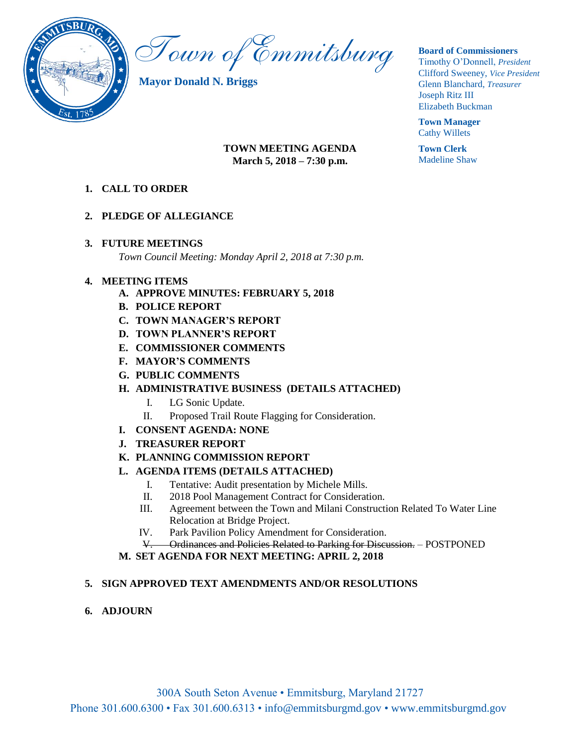# Town of Emmitsburg

**Mayor Donald N. Briggs**

**Board of Commissioners**
Timothy O'Donnell, *President*
Clifford Sweeney, *Vice President*
Glenn Blanchard, *Treasurer*
Joseph Ritz III
Elizabeth Buckman

**Town Manager**
Cathy Willets

**Town Clerk**
Madeline Shaw

**TOWN MEETING AGENDA**
**March 5, 2018 – 7:30 p.m.**

1. **CALL TO ORDER**

2. **PLEDGE OF ALLEGIANCE**

3. **FUTURE MEETINGS**
   *Town Council Meeting: Monday April 2, 2018 at 7:30 p.m.*

4. **MEETING ITEMS**
   - **A. APPROVE MINUTES: FEBRUARY 5, 2018**
   - **B. POLICE REPORT**
   - **C. TOWN MANAGER'S REPORT**
   - **D. TOWN PLANNER'S REPORT**
   - **E. COMMISSIONER COMMENTS**
   - **F. MAYOR'S COMMENTS**
   - **G. PUBLIC COMMENTS**
   - **H. ADMINISTRATIVE BUSINESS (DETAILS ATTACHED)**
     - I. LG Sonic Update.
     - II. Proposed Trail Route Flagging for Consideration.
   - **I. CONSENT AGENDA: NONE**
   - **J. TREASURER REPORT**
   - **K. PLANNING COMMISSION REPORT**
   - **L. AGENDA ITEMS (DETAILS ATTACHED)**
     - I. Tentative: Audit presentation by Michele Mills.
     - II. 2018 Pool Management Contract for Consideration.
     - III. Agreement between the Town and Milani Construction Related To Water Line Relocation at Bridge Project.
     - IV. Park Pavilion Policy Amendment for Consideration.
     - ~~V. Ordinances and Policies Related to Parking for Discussion.~~ – POSTPONED
   - **M. SET AGENDA FOR NEXT MEETING: APRIL 2, 2018**

5. **SIGN APPROVED TEXT AMENDMENTS AND/OR RESOLUTIONS**

6. **ADJOURN**

300A South Seton Avenue • Emmitsburg, Maryland 21727
Phone 301.600.6300 • Fax 301.600.6313 • info@emmitsburgmd.gov • www.emmitsburgmd.gov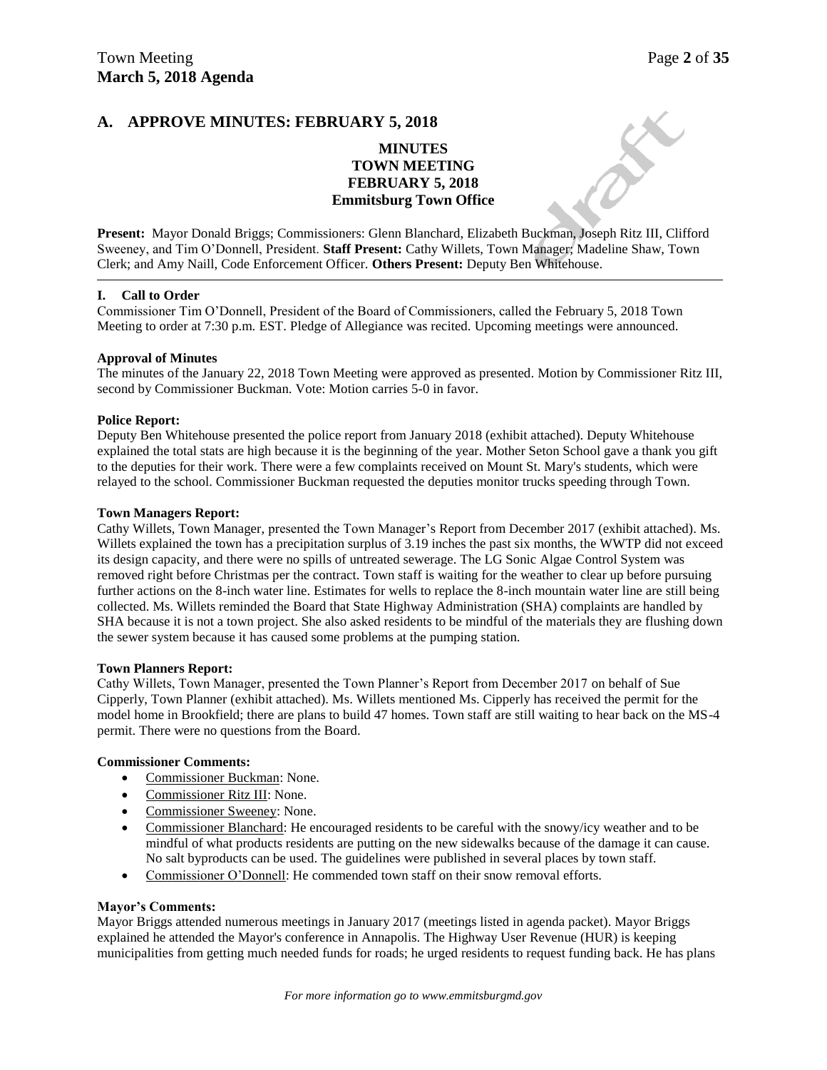## A. APPROVE MINUTES: FEBRUARY 5, 2018

**MINUTES**
**TOWN MEETING**
**FEBRUARY 5, 2018**
**Emmitsburg Town Office**

**Present:** Mayor Donald Briggs; Commissioners: Glenn Blanchard, Elizabeth Buckman, Joseph Ritz III, Clifford Sweeney, and Tim O'Donnell, President. **Staff Present:** Cathy Willets, Town Manager; Madeline Shaw, Town Clerk; and Amy Naill, Code Enforcement Officer. **Others Present:** Deputy Ben Whitehouse.

### I. Call to Order

Commissioner Tim O'Donnell, President of the Board of Commissioners, called the February 5, 2018 Town Meeting to order at 7:30 p.m. EST. Pledge of Allegiance was recited. Upcoming meetings were announced.

**Approval of Minutes**

The minutes of the January 22, 2018 Town Meeting were approved as presented. Motion by Commissioner Ritz III, second by Commissioner Buckman. Vote: Motion carries 5-0 in favor.

**Police Report:**

Deputy Ben Whitehouse presented the police report from January 2018 (exhibit attached). Deputy Whitehouse explained the total stats are high because it is the beginning of the year. Mother Seton School gave a thank you gift to the deputies for their work. There were a few complaints received on Mount St. Mary's students, which were relayed to the school. Commissioner Buckman requested the deputies monitor trucks speeding through Town.

**Town Managers Report:**

Cathy Willets, Town Manager, presented the Town Manager's Report from December 2017 (exhibit attached). Ms. Willets explained the town has a precipitation surplus of 3.19 inches the past six months, the WWTP did not exceed its design capacity, and there were no spills of untreated sewerage. The LG Sonic Algae Control System was removed right before Christmas per the contract. Town staff is waiting for the weather to clear up before pursuing further actions on the 8-inch water line. Estimates for wells to replace the 8-inch mountain water line are still being collected. Ms. Willets reminded the Board that State Highway Administration (SHA) complaints are handled by SHA because it is not a town project. She also asked residents to be mindful of the materials they are flushing down the sewer system because it has caused some problems at the pumping station.

**Town Planners Report:**

Cathy Willets, Town Manager, presented the Town Planner's Report from December 2017 on behalf of Sue Cipperly, Town Planner (exhibit attached). Ms. Willets mentioned Ms. Cipperly has received the permit for the model home in Brookfield; there are plans to build 47 homes. Town staff are still waiting to hear back on the MS-4 permit. There were no questions from the Board.

**Commissioner Comments:**

- Commissioner Buckman: None.
- Commissioner Ritz III: None.
- Commissioner Sweeney: None.
- Commissioner Blanchard: He encouraged residents to be careful with the snowy/icy weather and to be mindful of what products residents are putting on the new sidewalks because of the damage it can cause. No salt byproducts can be used. The guidelines were published in several places by town staff.
- Commissioner O'Donnell: He commended town staff on their snow removal efforts.

**Mayor's Comments:**

Mayor Briggs attended numerous meetings in January 2017 (meetings listed in agenda packet). Mayor Briggs explained he attended the Mayor's conference in Annapolis. The Highway User Revenue (HUR) is keeping municipalities from getting much needed funds for roads; he urged residents to request funding back. He has plans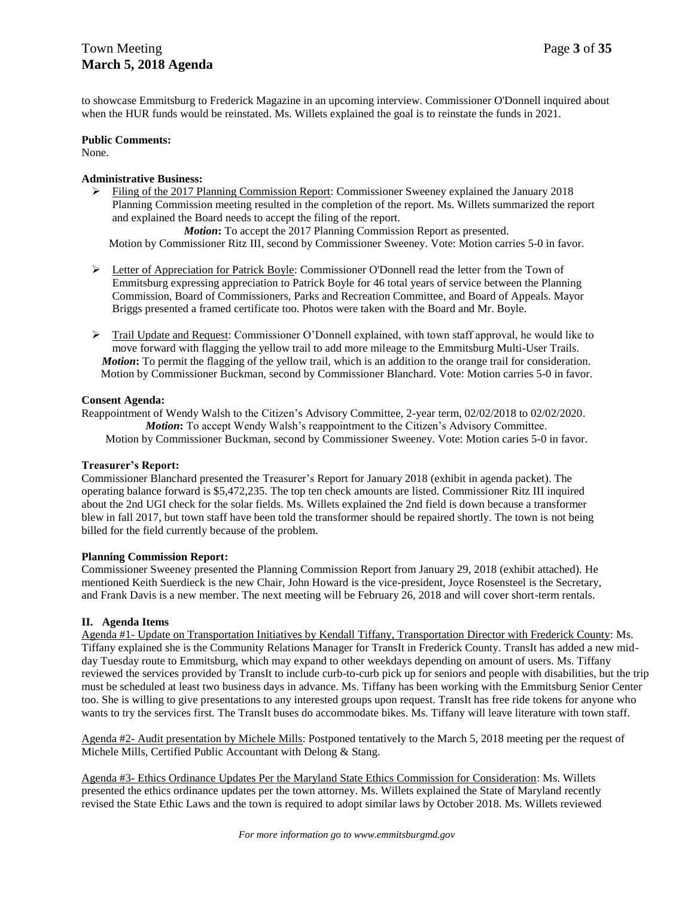to showcase Emmitsburg to Frederick Magazine in an upcoming interview. Commissioner O'Donnell inquired about when the HUR funds would be reinstated. Ms. Willets explained the goal is to reinstate the funds in 2021.

**Public Comments:**
None.

**Administrative Business:**

- Filing of the 2017 Planning Commission Report: Commissioner Sweeney explained the January 2018 Planning Commission meeting resulted in the completion of the report. Ms. Willets summarized the report and explained the Board needs to accept the filing of the report.

  ***Motion*:** To accept the 2017 Planning Commission Report as presented.
  Motion by Commissioner Ritz III, second by Commissioner Sweeney. Vote: Motion carries 5-0 in favor.

- Letter of Appreciation for Patrick Boyle: Commissioner O'Donnell read the letter from the Town of Emmitsburg expressing appreciation to Patrick Boyle for 46 total years of service between the Planning Commission, Board of Commissioners, Parks and Recreation Committee, and Board of Appeals. Mayor Briggs presented a framed certificate too. Photos were taken with the Board and Mr. Boyle.

- Trail Update and Request: Commissioner O'Donnell explained, with town staff approval, he would like to move forward with flagging the yellow trail to add more mileage to the Emmitsburg Multi-User Trails.
  ***Motion*:** To permit the flagging of the yellow trail, which is an addition to the orange trail for consideration.
  Motion by Commissioner Buckman, second by Commissioner Blanchard. Vote: Motion carries 5-0 in favor.

**Consent Agenda:**

Reappointment of Wendy Walsh to the Citizen's Advisory Committee, 2-year term, 02/02/2018 to 02/02/2020.
***Motion*:** To accept Wendy Walsh's reappointment to the Citizen's Advisory Committee.
Motion by Commissioner Buckman, second by Commissioner Sweeney. Vote: Motion caries 5-0 in favor.

**Treasurer's Report:**

Commissioner Blanchard presented the Treasurer's Report for January 2018 (exhibit in agenda packet). The operating balance forward is $5,472,235. The top ten check amounts are listed. Commissioner Ritz III inquired about the 2nd UGI check for the solar fields. Ms. Willets explained the 2nd field is down because a transformer blew in fall 2017, but town staff have been told the transformer should be repaired shortly. The town is not being billed for the field currently because of the problem.

**Planning Commission Report:**

Commissioner Sweeney presented the Planning Commission Report from January 29, 2018 (exhibit attached). He mentioned Keith Suerdieck is the new Chair, John Howard is the vice-president, Joyce Rosensteel is the Secretary, and Frank Davis is a new member. The next meeting will be February 26, 2018 and will cover short-term rentals.

**II. Agenda Items**

Agenda #1- Update on Transportation Initiatives by Kendall Tiffany, Transportation Director with Frederick County: Ms. Tiffany explained she is the Community Relations Manager for TransIt in Frederick County. TransIt has added a new mid-day Tuesday route to Emmitsburg, which may expand to other weekdays depending on amount of users. Ms. Tiffany reviewed the services provided by TransIt to include curb-to-curb pick up for seniors and people with disabilities, but the trip must be scheduled at least two business days in advance. Ms. Tiffany has been working with the Emmitsburg Senior Center too. She is willing to give presentations to any interested groups upon request. TransIt has free ride tokens for anyone who wants to try the services first. The TransIt buses do accommodate bikes. Ms. Tiffany will leave literature with town staff.

Agenda #2- Audit presentation by Michele Mills: Postponed tentatively to the March 5, 2018 meeting per the request of Michele Mills, Certified Public Accountant with Delong & Stang.

Agenda #3- Ethics Ordinance Updates Per the Maryland State Ethics Commission for Consideration: Ms. Willets presented the ethics ordinance updates per the town attorney. Ms. Willets explained the State of Maryland recently revised the State Ethic Laws and the town is required to adopt similar laws by October 2018. Ms. Willets reviewed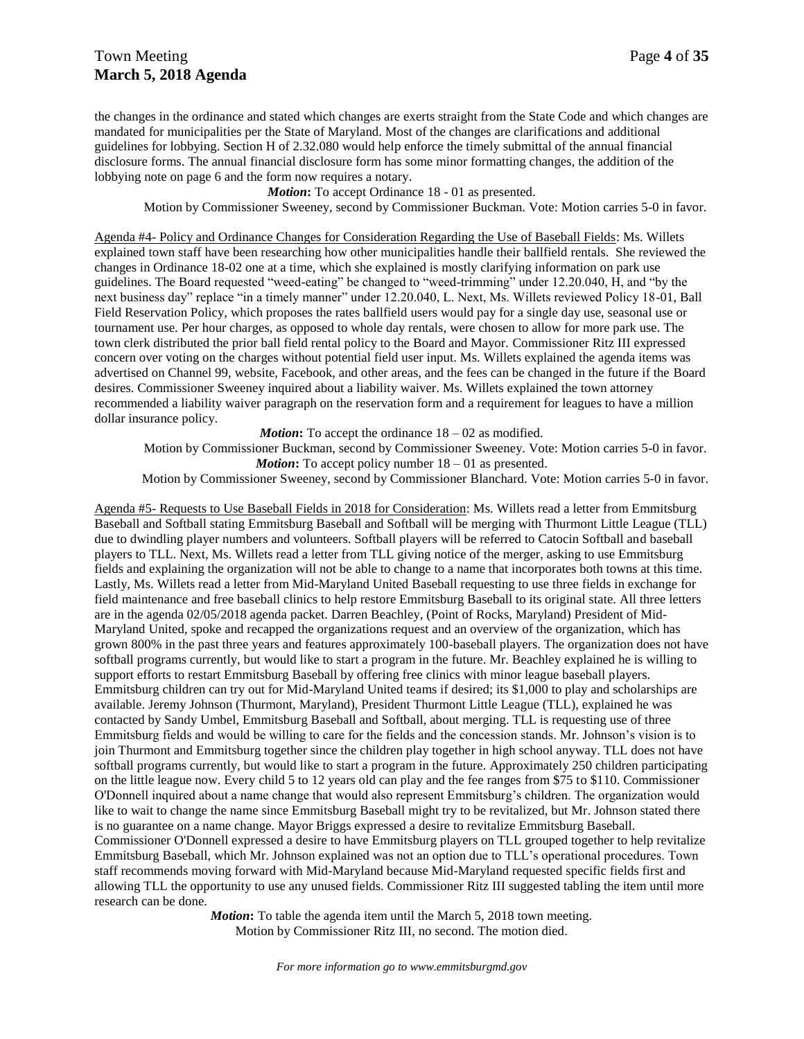the changes in the ordinance and stated which changes are exerts straight from the State Code and which changes are mandated for municipalities per the State of Maryland. Most of the changes are clarifications and additional guidelines for lobbying. Section H of 2.32.080 would help enforce the timely submittal of the annual financial disclosure forms. The annual financial disclosure form has some minor formatting changes, the addition of the lobbying note on page 6 and the form now requires a notary.

***Motion*:** To accept Ordinance 18 - 01 as presented.

Motion by Commissioner Sweeney, second by Commissioner Buckman. Vote: Motion carries 5-0 in favor.

Agenda #4- Policy and Ordinance Changes for Consideration Regarding the Use of Baseball Fields: Ms. Willets explained town staff have been researching how other municipalities handle their ballfield rentals. She reviewed the changes in Ordinance 18-02 one at a time, which she explained is mostly clarifying information on park use guidelines. The Board requested "weed-eating" be changed to "weed-trimming" under 12.20.040, H, and "by the next business day" replace "in a timely manner" under 12.20.040, L. Next, Ms. Willets reviewed Policy 18-01, Ball Field Reservation Policy, which proposes the rates ballfield users would pay for a single day use, seasonal use or tournament use. Per hour charges, as opposed to whole day rentals, were chosen to allow for more park use. The town clerk distributed the prior ball field rental policy to the Board and Mayor. Commissioner Ritz III expressed concern over voting on the charges without potential field user input. Ms. Willets explained the agenda items was advertised on Channel 99, website, Facebook, and other areas, and the fees can be changed in the future if the Board desires. Commissioner Sweeney inquired about a liability waiver. Ms. Willets explained the town attorney recommended a liability waiver paragraph on the reservation form and a requirement for leagues to have a million dollar insurance policy.

***Motion*:** To accept the ordinance 18 – 02 as modified.

Motion by Commissioner Buckman, second by Commissioner Sweeney. Vote: Motion carries 5-0 in favor.

***Motion*:** To accept policy number 18 – 01 as presented.

Motion by Commissioner Sweeney, second by Commissioner Blanchard. Vote: Motion carries 5-0 in favor.

Agenda #5- Requests to Use Baseball Fields in 2018 for Consideration: Ms. Willets read a letter from Emmitsburg Baseball and Softball stating Emmitsburg Baseball and Softball will be merging with Thurmont Little League (TLL) due to dwindling player numbers and volunteers. Softball players will be referred to Catocin Softball and baseball players to TLL. Next, Ms. Willets read a letter from TLL giving notice of the merger, asking to use Emmitsburg fields and explaining the organization will not be able to change to a name that incorporates both towns at this time. Lastly, Ms. Willets read a letter from Mid-Maryland United Baseball requesting to use three fields in exchange for field maintenance and free baseball clinics to help restore Emmitsburg Baseball to its original state. All three letters are in the agenda 02/05/2018 agenda packet. Darren Beachley, (Point of Rocks, Maryland) President of Mid-Maryland United, spoke and recapped the organizations request and an overview of the organization, which has grown 800% in the past three years and features approximately 100-baseball players. The organization does not have softball programs currently, but would like to start a program in the future. Mr. Beachley explained he is willing to support efforts to restart Emmitsburg Baseball by offering free clinics with minor league baseball players. Emmitsburg children can try out for Mid-Maryland United teams if desired; its $1,000 to play and scholarships are available. Jeremy Johnson (Thurmont, Maryland), President Thurmont Little League (TLL), explained he was contacted by Sandy Umbel, Emmitsburg Baseball and Softball, about merging. TLL is requesting use of three Emmitsburg fields and would be willing to care for the fields and the concession stands. Mr. Johnson's vision is to join Thurmont and Emmitsburg together since the children play together in high school anyway. TLL does not have softball programs currently, but would like to start a program in the future. Approximately 250 children participating on the little league now. Every child 5 to 12 years old can play and the fee ranges from $75 to $110. Commissioner O'Donnell inquired about a name change that would also represent Emmitsburg's children. The organization would like to wait to change the name since Emmitsburg Baseball might try to be revitalized, but Mr. Johnson stated there is no guarantee on a name change. Mayor Briggs expressed a desire to revitalize Emmitsburg Baseball. Commissioner O'Donnell expressed a desire to have Emmitsburg players on TLL grouped together to help revitalize Emmitsburg Baseball, which Mr. Johnson explained was not an option due to TLL's operational procedures. Town staff recommends moving forward with Mid-Maryland because Mid-Maryland requested specific fields first and allowing TLL the opportunity to use any unused fields. Commissioner Ritz III suggested tabling the item until more research can be done.

***Motion*:** To table the agenda item until the March 5, 2018 town meeting.

Motion by Commissioner Ritz III, no second. The motion died.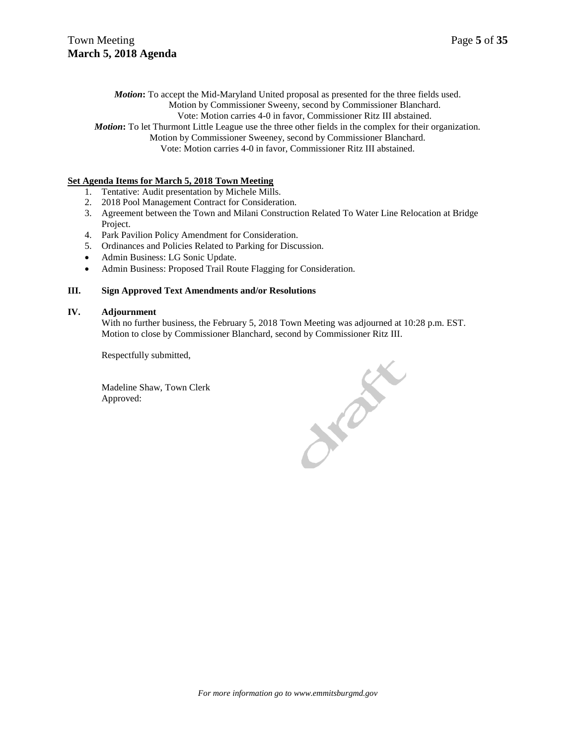*Motion***:** To accept the Mid-Maryland United proposal as presented for the three fields used.
Motion by Commissioner Sweeny, second by Commissioner Blanchard.
Vote: Motion carries 4-0 in favor, Commissioner Ritz III abstained.

*Motion***:** To let Thurmont Little League use the three other fields in the complex for their organization.
Motion by Commissioner Sweeney, second by Commissioner Blanchard.
Vote: Motion carries 4-0 in favor, Commissioner Ritz III abstained.

**Set Agenda Items for March 5, 2018 Town Meeting**

1. Tentative: Audit presentation by Michele Mills.
2. 2018 Pool Management Contract for Consideration.
3. Agreement between the Town and Milani Construction Related To Water Line Relocation at Bridge Project.
4. Park Pavilion Policy Amendment for Consideration.
5. Ordinances and Policies Related to Parking for Discussion.

- Admin Business: LG Sonic Update.
- Admin Business: Proposed Trail Route Flagging for Consideration.

## III. Sign Approved Text Amendments and/or Resolutions

## IV. Adjournment

With no further business, the February 5, 2018 Town Meeting was adjourned at 10:28 p.m. EST.
Motion to close by Commissioner Blanchard, second by Commissioner Ritz III.

Respectfully submitted,

Madeline Shaw, Town Clerk
Approved:

draft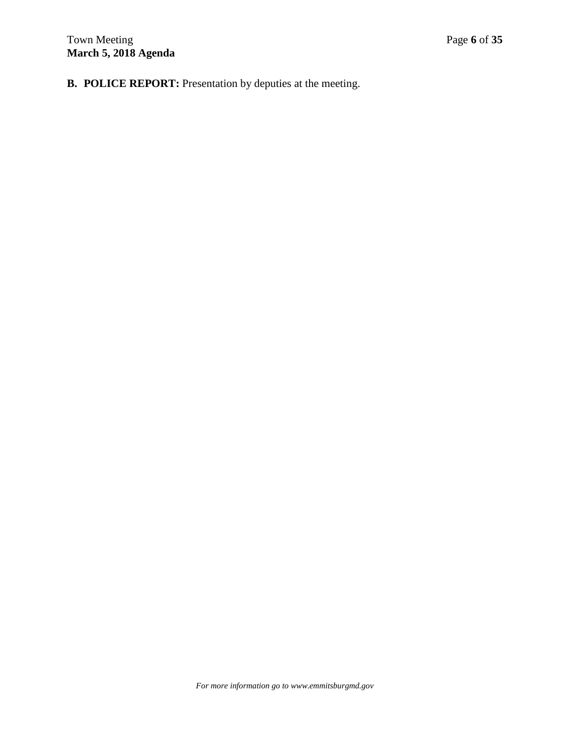**B. POLICE REPORT:** Presentation by deputies at the meeting.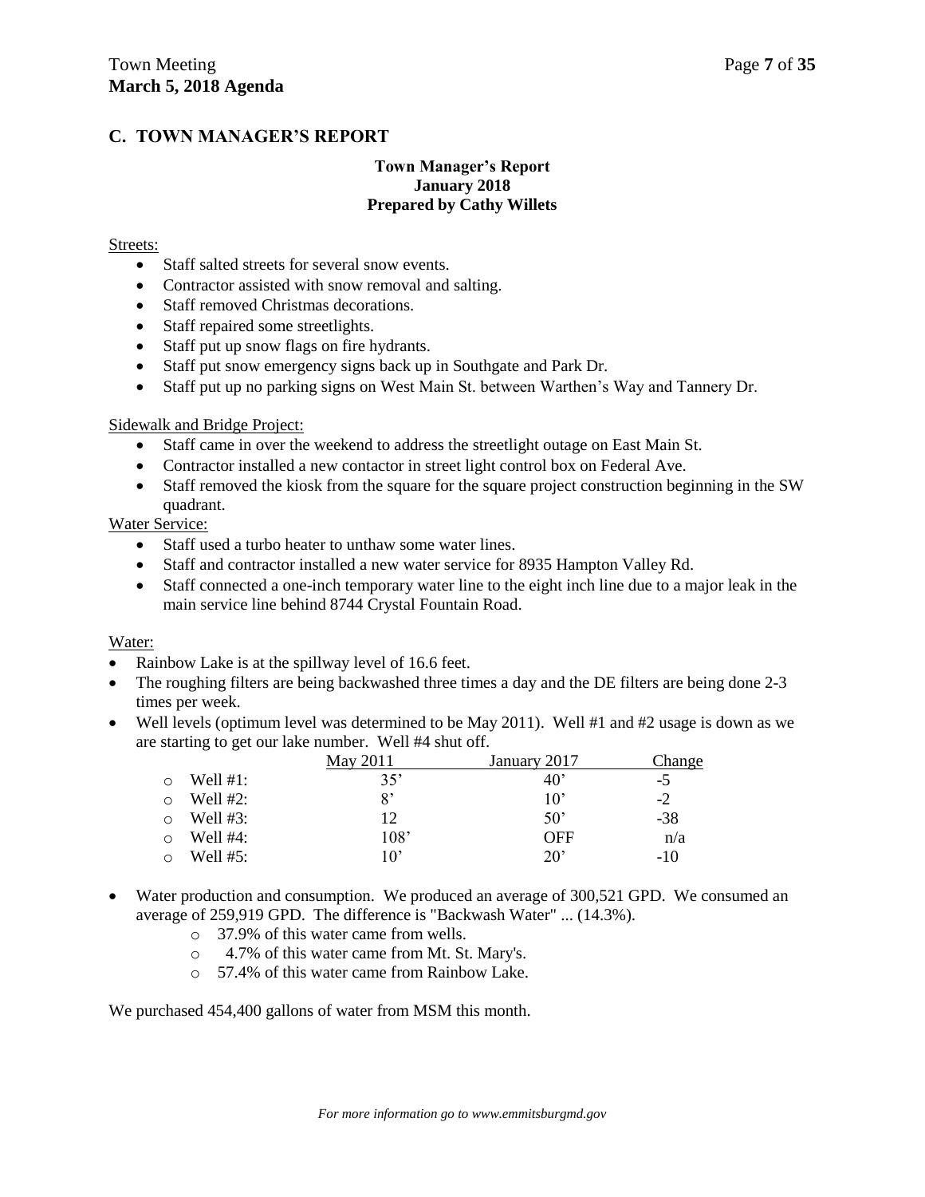## C. TOWN MANAGER'S REPORT

**Town Manager's Report**
**January 2018**
**Prepared by Cathy Willets**

Streets:

- Staff salted streets for several snow events.
- Contractor assisted with snow removal and salting.
- Staff removed Christmas decorations.
- Staff repaired some streetlights.
- Staff put up snow flags on fire hydrants.
- Staff put snow emergency signs back up in Southgate and Park Dr.
- Staff put up no parking signs on West Main St. between Warthen's Way and Tannery Dr.

Sidewalk and Bridge Project:

- Staff came in over the weekend to address the streetlight outage on East Main St.
- Contractor installed a new contactor in street light control box on Federal Ave.
- Staff removed the kiosk from the square for the square project construction beginning in the SW quadrant.

Water Service:

- Staff used a turbo heater to unthaw some water lines.
- Staff and contractor installed a new water service for 8935 Hampton Valley Rd.
- Staff connected a one-inch temporary water line to the eight inch line due to a major leak in the main service line behind 8744 Crystal Fountain Road.

Water:

- Rainbow Lake is at the spillway level of 16.6 feet.
- The roughing filters are being backwashed three times a day and the DE filters are being done 2-3 times per week.
- Well levels (optimum level was determined to be May 2011). Well #1 and #2 usage is down as we are starting to get our lake number. Well #4 shut off.

| | May 2011 | January 2017 | Change |
|---|---|---|---|
| Well #1: | 35' | 40' | -5 |
| Well #2: | 8' | 10' | -2 |
| Well #3: | 12 | 50' | -38 |
| Well #4: | 108' | OFF | n/a |
| Well #5: | 10' | 20' | -10 |

- Water production and consumption. We produced an average of 300,521 GPD. We consumed an average of 259,919 GPD. The difference is "Backwash Water" ... (14.3%).
  - 37.9% of this water came from wells.
  - 4.7% of this water came from Mt. St. Mary's.
  - 57.4% of this water came from Rainbow Lake.

We purchased 454,400 gallons of water from MSM this month.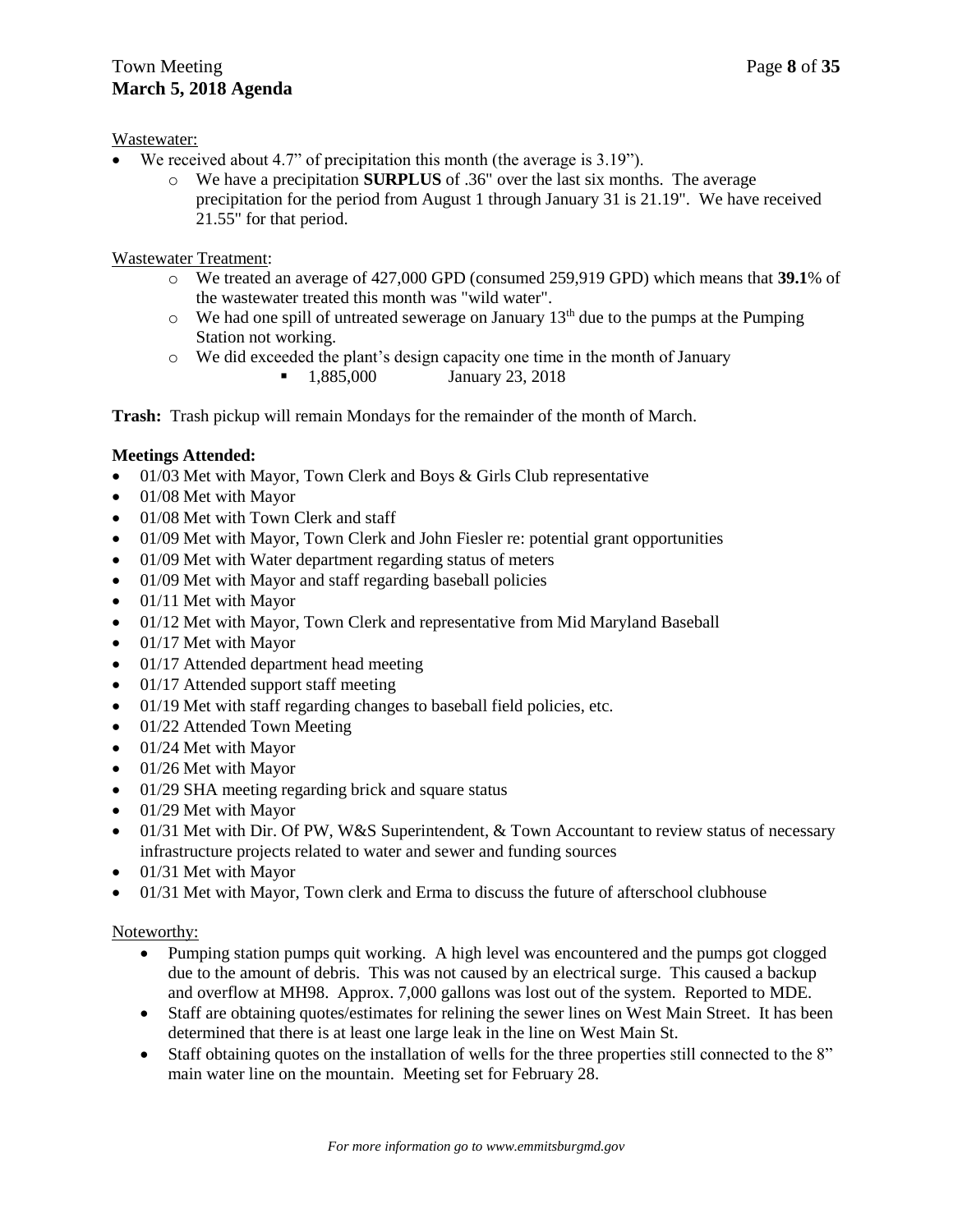Wastewater:

- We received about 4.7" of precipitation this month (the average is 3.19").
  - We have a precipitation **SURPLUS** of .36" over the last six months. The average precipitation for the period from August 1 through January 31 is 21.19". We have received 21.55" for that period.

Wastewater Treatment:

- We treated an average of 427,000 GPD (consumed 259,919 GPD) which means that **39.1**% of the wastewater treated this month was "wild water".
- We had one spill of untreated sewerage on January 13th due to the pumps at the Pumping Station not working.
- We did exceeded the plant's design capacity one time in the month of January
  - 1,885,000 January 23, 2018

**Trash:** Trash pickup will remain Mondays for the remainder of the month of March.

**Meetings Attended:**

- 01/03 Met with Mayor, Town Clerk and Boys & Girls Club representative
- 01/08 Met with Mayor
- 01/08 Met with Town Clerk and staff
- 01/09 Met with Mayor, Town Clerk and John Fiesler re: potential grant opportunities
- 01/09 Met with Water department regarding status of meters
- 01/09 Met with Mayor and staff regarding baseball policies
- 01/11 Met with Mayor
- 01/12 Met with Mayor, Town Clerk and representative from Mid Maryland Baseball
- 01/17 Met with Mayor
- 01/17 Attended department head meeting
- 01/17 Attended support staff meeting
- 01/19 Met with staff regarding changes to baseball field policies, etc.
- 01/22 Attended Town Meeting
- 01/24 Met with Mayor
- 01/26 Met with Mayor
- 01/29 SHA meeting regarding brick and square status
- 01/29 Met with Mayor
- 01/31 Met with Dir. Of PW, W&S Superintendent, & Town Accountant to review status of necessary infrastructure projects related to water and sewer and funding sources
- 01/31 Met with Mayor
- 01/31 Met with Mayor, Town clerk and Erma to discuss the future of afterschool clubhouse

Noteworthy:

- Pumping station pumps quit working. A high level was encountered and the pumps got clogged due to the amount of debris. This was not caused by an electrical surge. This caused a backup and overflow at MH98. Approx. 7,000 gallons was lost out of the system. Reported to MDE.
- Staff are obtaining quotes/estimates for relining the sewer lines on West Main Street. It has been determined that there is at least one large leak in the line on West Main St.
- Staff obtaining quotes on the installation of wells for the three properties still connected to the 8" main water line on the mountain. Meeting set for February 28.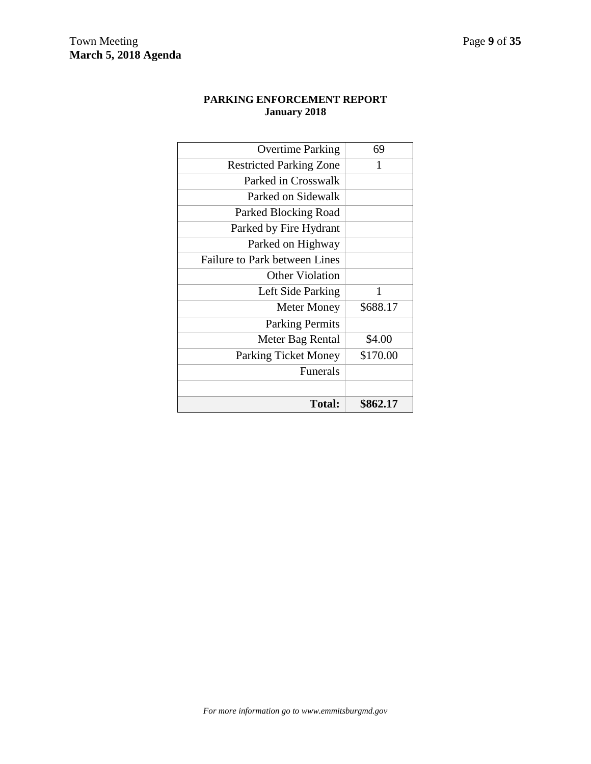# PARKING ENFORCEMENT REPORT
## January 2018

| | |
|---|---|
| Overtime Parking | 69 |
| Restricted Parking Zone | 1 |
| Parked in Crosswalk | |
| Parked on Sidewalk | |
| Parked Blocking Road | |
| Parked by Fire Hydrant | |
| Parked on Highway | |
| Failure to Park between Lines | |
| Other Violation | |
| Left Side Parking | 1 |
| Meter Money | $688.17 |
| Parking Permits | |
| Meter Bag Rental | $4.00 |
| Parking Ticket Money | $170.00 |
| Funerals | |
| | |
| **Total:** | **$862.17** |

*For more information go to www.emmitsburgmd.gov*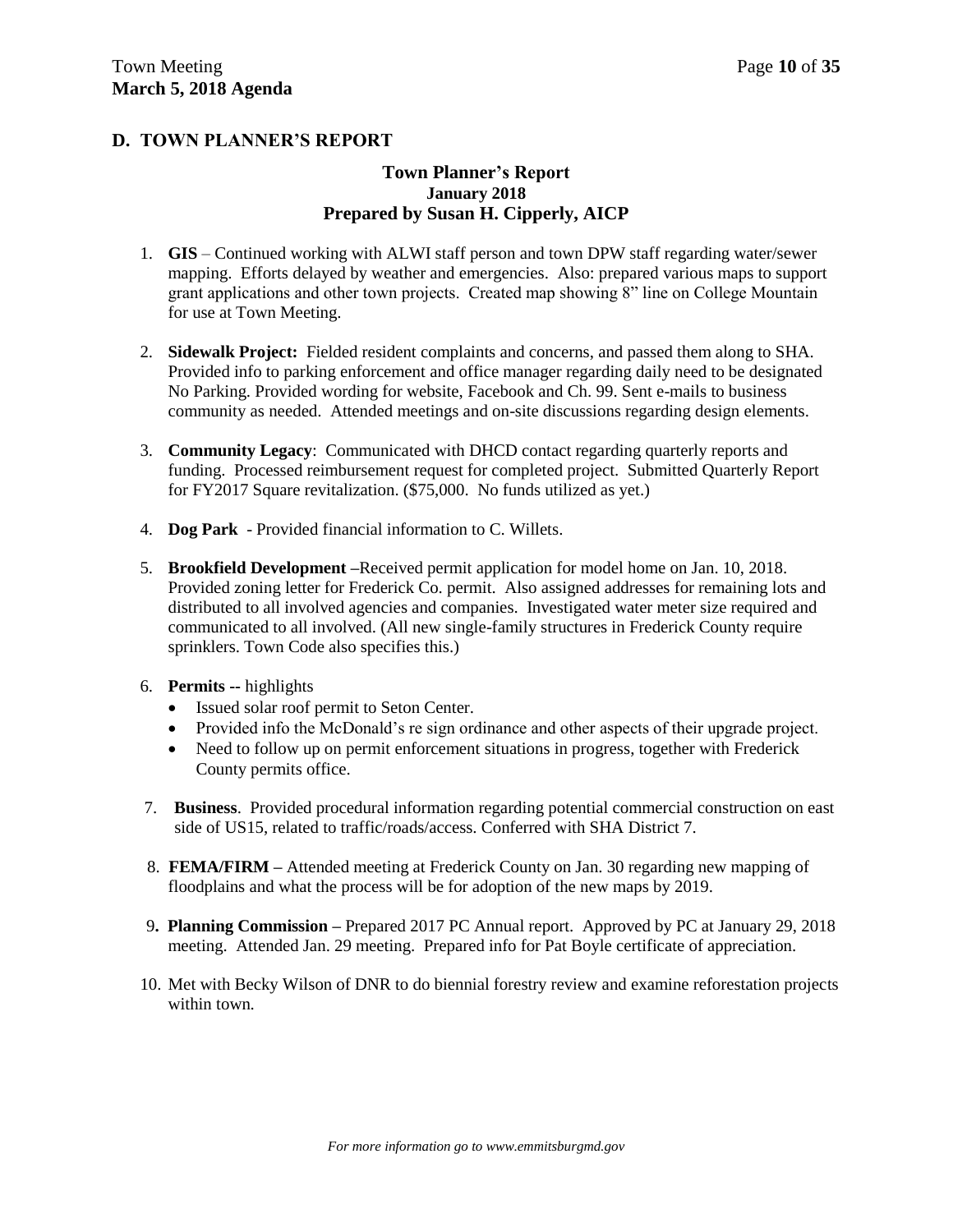## D. TOWN PLANNER'S REPORT

### Town Planner's Report
**January 2018**
**Prepared by Susan H. Cipperly, AICP**

1. **GIS** – Continued working with ALWI staff person and town DPW staff regarding water/sewer mapping. Efforts delayed by weather and emergencies. Also: prepared various maps to support grant applications and other town projects. Created map showing 8" line on College Mountain for use at Town Meeting.

2. **Sidewalk Project:** Fielded resident complaints and concerns, and passed them along to SHA. Provided info to parking enforcement and office manager regarding daily need to be designated No Parking. Provided wording for website, Facebook and Ch. 99. Sent e-mails to business community as needed. Attended meetings and on-site discussions regarding design elements.

3. **Community Legacy**: Communicated with DHCD contact regarding quarterly reports and funding. Processed reimbursement request for completed project. Submitted Quarterly Report for FY2017 Square revitalization. ($75,000. No funds utilized as yet.)

4. **Dog Park** - Provided financial information to C. Willets.

5. **Brookfield Development** –Received permit application for model home on Jan. 10, 2018. Provided zoning letter for Frederick Co. permit. Also assigned addresses for remaining lots and distributed to all involved agencies and companies. Investigated water meter size required and communicated to all involved. (All new single-family structures in Frederick County require sprinklers. Town Code also specifies this.)

6. **Permits --** highlights
   - Issued solar roof permit to Seton Center.
   - Provided info the McDonald's re sign ordinance and other aspects of their upgrade project.
   - Need to follow up on permit enforcement situations in progress, together with Frederick County permits office.

7. **Business**. Provided procedural information regarding potential commercial construction on east side of US15, related to traffic/roads/access. Conferred with SHA District 7.

8. **FEMA/FIRM –** Attended meeting at Frederick County on Jan. 30 regarding new mapping of floodplains and what the process will be for adoption of the new maps by 2019.

9. **Planning Commission –** Prepared 2017 PC Annual report. Approved by PC at January 29, 2018 meeting. Attended Jan. 29 meeting. Prepared info for Pat Boyle certificate of appreciation.

10. Met with Becky Wilson of DNR to do biennial forestry review and examine reforestation projects within town.

*For more information go to www.emmitsburgmd.gov*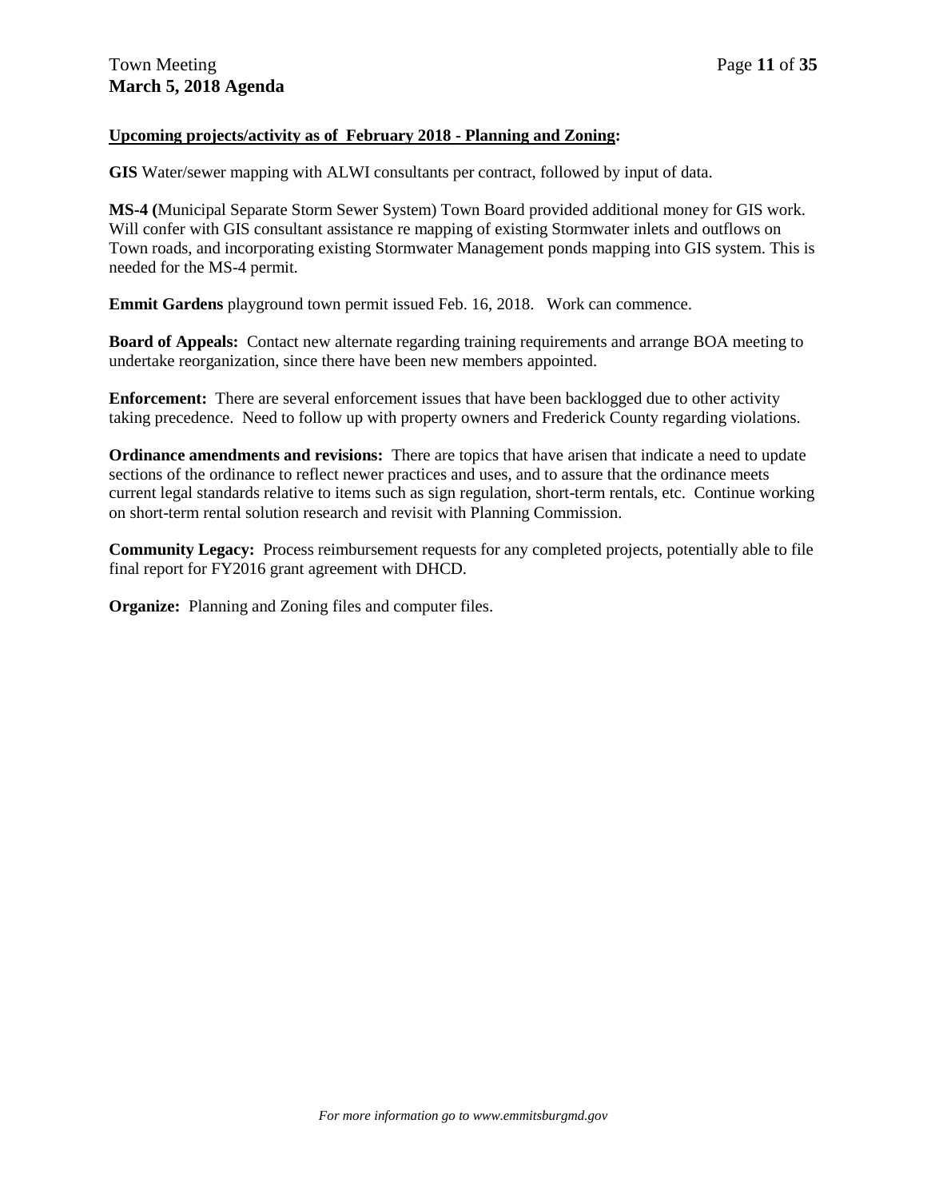**Upcoming projects/activity as of February 2018 - Planning and Zoning:**

**GIS** Water/sewer mapping with ALWI consultants per contract, followed by input of data.

**MS-4 (**Municipal Separate Storm Sewer System) Town Board provided additional money for GIS work. Will confer with GIS consultant assistance re mapping of existing Stormwater inlets and outflows on Town roads, and incorporating existing Stormwater Management ponds mapping into GIS system. This is needed for the MS-4 permit.

**Emmit Gardens** playground town permit issued Feb. 16, 2018. Work can commence.

**Board of Appeals:** Contact new alternate regarding training requirements and arrange BOA meeting to undertake reorganization, since there have been new members appointed.

**Enforcement:** There are several enforcement issues that have been backlogged due to other activity taking precedence. Need to follow up with property owners and Frederick County regarding violations.

**Ordinance amendments and revisions:** There are topics that have arisen that indicate a need to update sections of the ordinance to reflect newer practices and uses, and to assure that the ordinance meets current legal standards relative to items such as sign regulation, short-term rentals, etc. Continue working on short-term rental solution research and revisit with Planning Commission.

**Community Legacy:** Process reimbursement requests for any completed projects, potentially able to file final report for FY2016 grant agreement with DHCD.

**Organize:** Planning and Zoning files and computer files.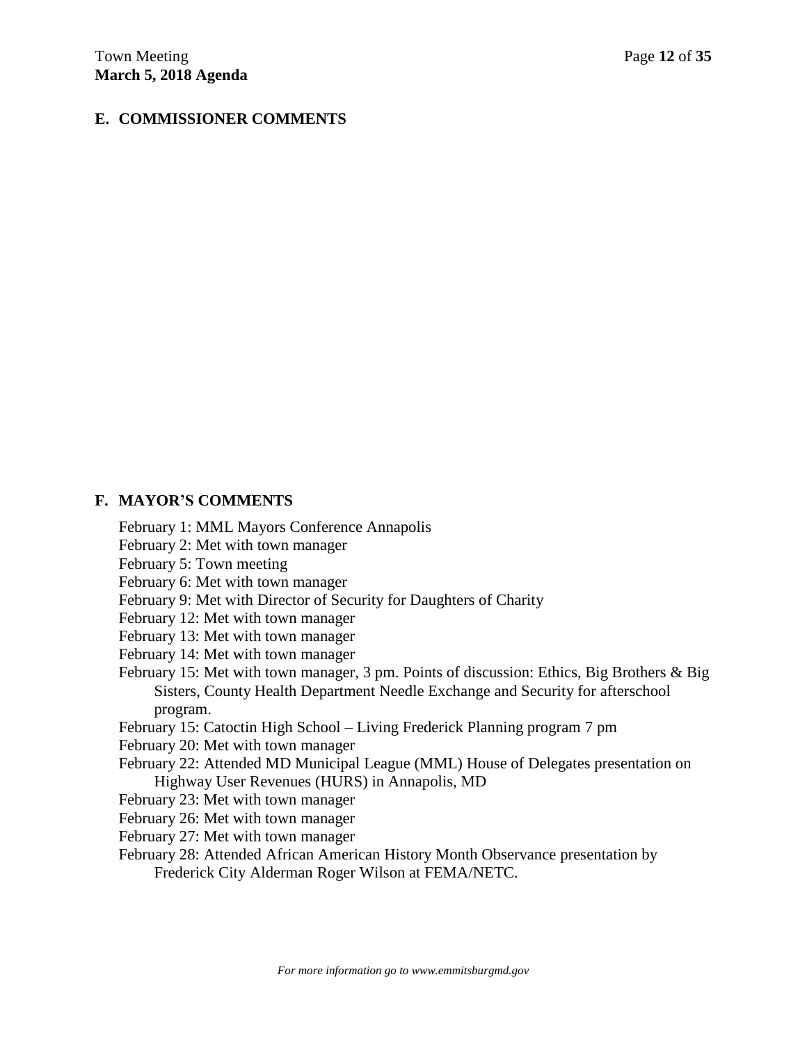## E. COMMISSIONER COMMENTS

## F. MAYOR'S COMMENTS

February 1: MML Mayors Conference Annapolis
February 2: Met with town manager
February 5: Town meeting
February 6: Met with town manager
February 9: Met with Director of Security for Daughters of Charity
February 12: Met with town manager
February 13: Met with town manager
February 14: Met with town manager
February 15: Met with town manager, 3 pm. Points of discussion: Ethics, Big Brothers & Big Sisters, County Health Department Needle Exchange and Security for afterschool program.
February 15: Catoctin High School – Living Frederick Planning program 7 pm
February 20: Met with town manager
February 22: Attended MD Municipal League (MML) House of Delegates presentation on Highway User Revenues (HURS) in Annapolis, MD
February 23: Met with town manager
February 26: Met with town manager
February 27: Met with town manager
February 28: Attended African American History Month Observance presentation by Frederick City Alderman Roger Wilson at FEMA/NETC.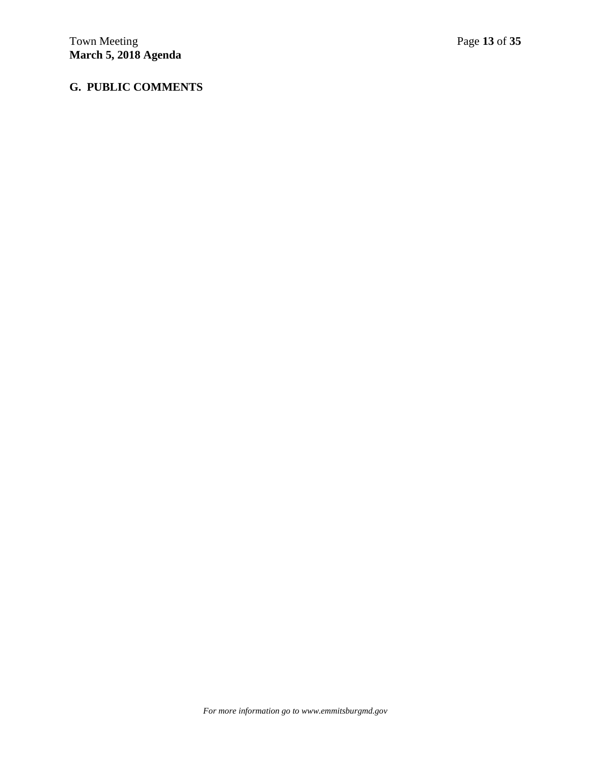## G. PUBLIC COMMENTS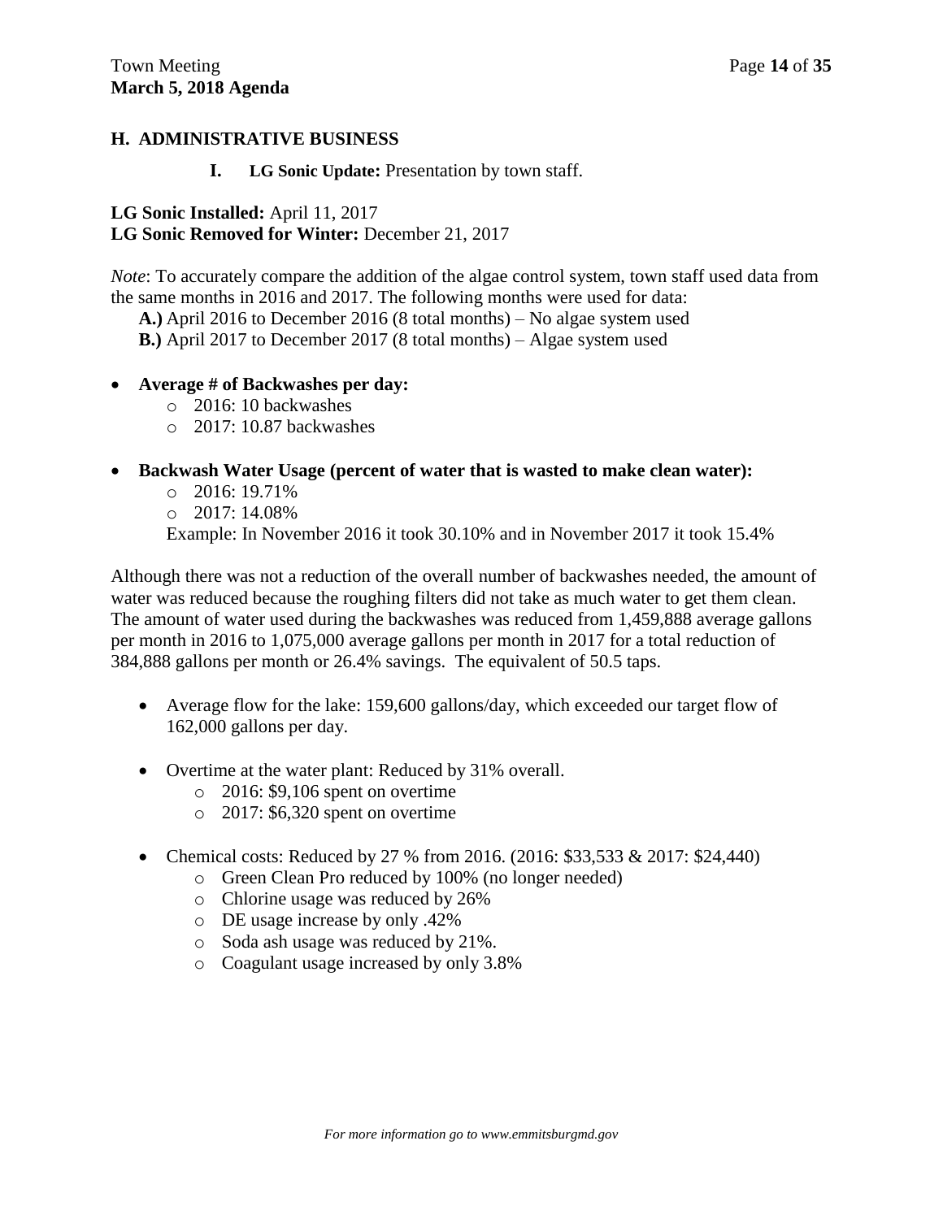## H. ADMINISTRATIVE BUSINESS

**I. LG Sonic Update:** Presentation by town staff.

**LG Sonic Installed:** April 11, 2017
**LG Sonic Removed for Winter:** December 21, 2017

*Note*: To accurately compare the addition of the algae control system, town staff used data from the same months in 2016 and 2017. The following months were used for data:

**A.)** April 2016 to December 2016 (8 total months) – No algae system used
**B.)** April 2017 to December 2017 (8 total months) – Algae system used

- **Average # of Backwashes per day:**
  - 2016: 10 backwashes
  - 2017: 10.87 backwashes
- **Backwash Water Usage (percent of water that is wasted to make clean water):**
  - 2016: 19.71%
  - 2017: 14.08%

  Example: In November 2016 it took 30.10% and in November 2017 it took 15.4%

Although there was not a reduction of the overall number of backwashes needed, the amount of water was reduced because the roughing filters did not take as much water to get them clean. The amount of water used during the backwashes was reduced from 1,459,888 average gallons per month in 2016 to 1,075,000 average gallons per month in 2017 for a total reduction of 384,888 gallons per month or 26.4% savings. The equivalent of 50.5 taps.

- Average flow for the lake: 159,600 gallons/day, which exceeded our target flow of 162,000 gallons per day.
- Overtime at the water plant: Reduced by 31% overall.
  - 2016: $9,106 spent on overtime
  - 2017: $6,320 spent on overtime
- Chemical costs: Reduced by 27 % from 2016. (2016: $33,533 & 2017: $24,440)
  - Green Clean Pro reduced by 100% (no longer needed)
  - Chlorine usage was reduced by 26%
  - DE usage increase by only .42%
  - Soda ash usage was reduced by 21%.
  - Coagulant usage increased by only 3.8%

*For more information go to www.emmitsburgmd.gov*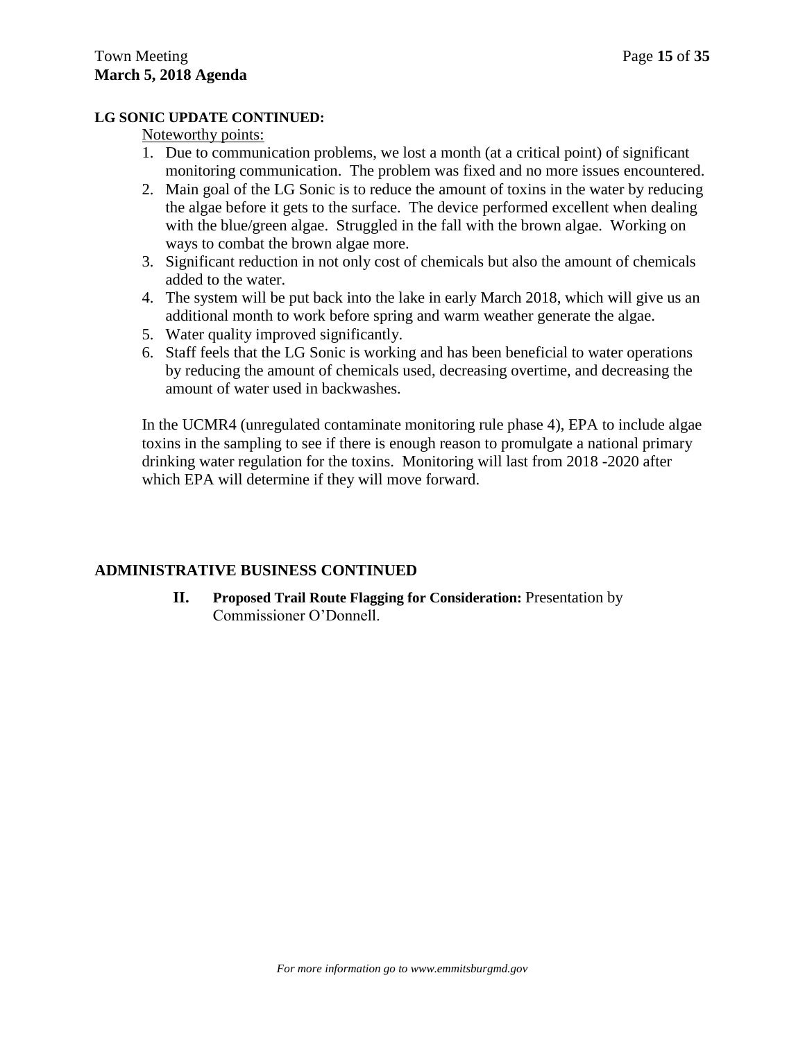**LG SONIC UPDATE CONTINUED:**

Noteworthy points:

1. Due to communication problems, we lost a month (at a critical point) of significant monitoring communication. The problem was fixed and no more issues encountered.
2. Main goal of the LG Sonic is to reduce the amount of toxins in the water by reducing the algae before it gets to the surface. The device performed excellent when dealing with the blue/green algae. Struggled in the fall with the brown algae. Working on ways to combat the brown algae more.
3. Significant reduction in not only cost of chemicals but also the amount of chemicals added to the water.
4. The system will be put back into the lake in early March 2018, which will give us an additional month to work before spring and warm weather generate the algae.
5. Water quality improved significantly.
6. Staff feels that the LG Sonic is working and has been beneficial to water operations by reducing the amount of chemicals used, decreasing overtime, and decreasing the amount of water used in backwashes.

In the UCMR4 (unregulated contaminate monitoring rule phase 4), EPA to include algae toxins in the sampling to see if there is enough reason to promulgate a national primary drinking water regulation for the toxins. Monitoring will last from 2018 -2020 after which EPA will determine if they will move forward.

## ADMINISTRATIVE BUSINESS CONTINUED

**II. Proposed Trail Route Flagging for Consideration:** Presentation by Commissioner O'Donnell.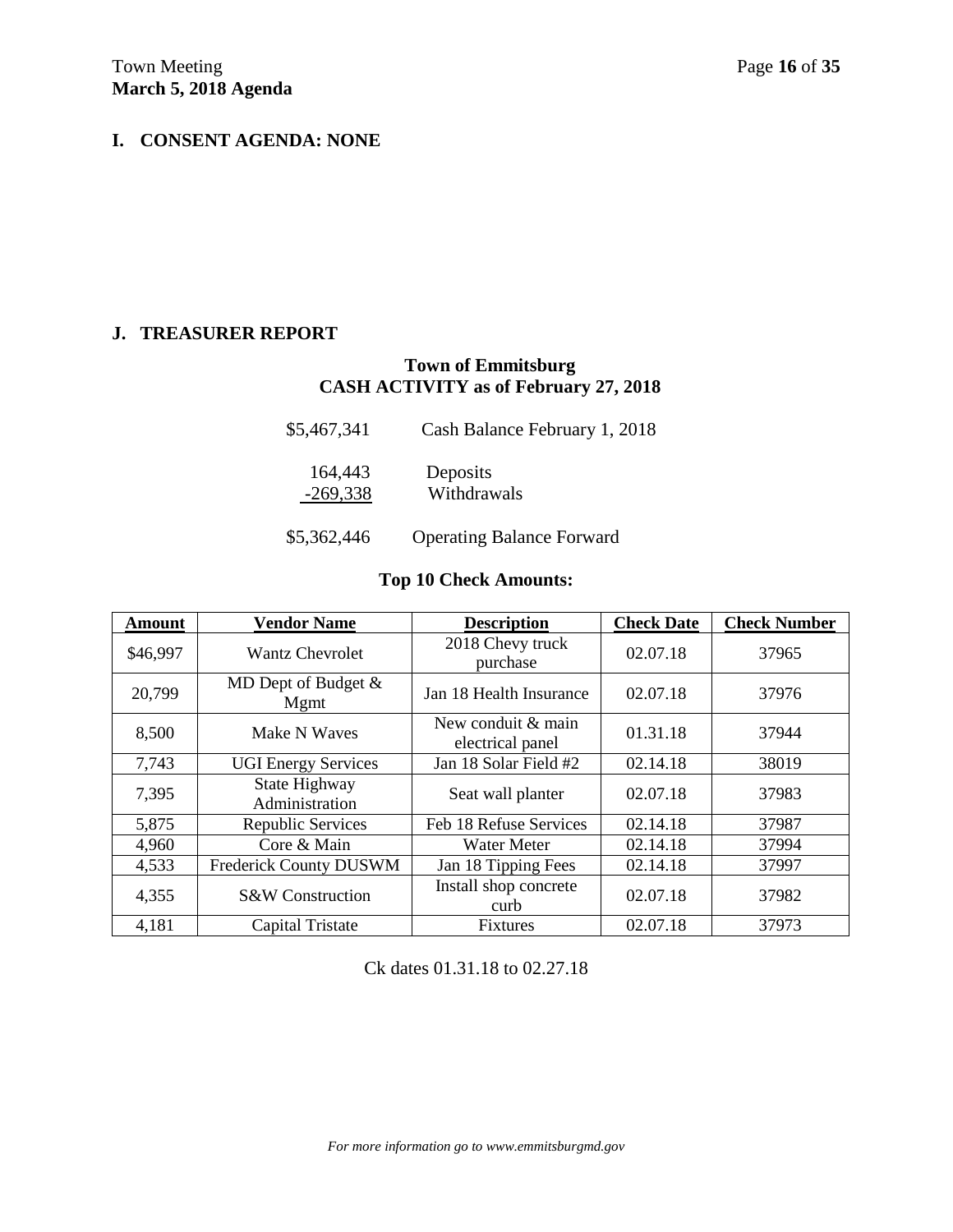## I. CONSENT AGENDA: NONE

## J. TREASURER REPORT

### Town of Emmitsburg
### CASH ACTIVITY as of February 27, 2018

| | |
|---|---|
| $5,467,341 | Cash Balance February 1, 2018 |
| 164,443 | Deposits |
| -269,338 | Withdrawals |
| $5,362,446 | Operating Balance Forward |

### Top 10 Check Amounts:

| Amount | Vendor Name | Description | Check Date | Check Number |
|---|---|---|---|---|
| $46,997 | Wantz Chevrolet | 2018 Chevy truck purchase | 02.07.18 | 37965 |
| 20,799 | MD Dept of Budget & Mgmt | Jan 18 Health Insurance | 02.07.18 | 37976 |
| 8,500 | Make N Waves | New conduit & main electrical panel | 01.31.18 | 37944 |
| 7,743 | UGI Energy Services | Jan 18 Solar Field #2 | 02.14.18 | 38019 |
| 7,395 | State Highway Administration | Seat wall planter | 02.07.18 | 37983 |
| 5,875 | Republic Services | Feb 18 Refuse Services | 02.14.18 | 37987 |
| 4,960 | Core & Main | Water Meter | 02.14.18 | 37994 |
| 4,533 | Frederick County DUSWM | Jan 18 Tipping Fees | 02.14.18 | 37997 |
| 4,355 | S&W Construction | Install shop concrete curb | 02.07.18 | 37982 |
| 4,181 | Capital Tristate | Fixtures | 02.07.18 | 37973 |

Ck dates 01.31.18 to 02.27.18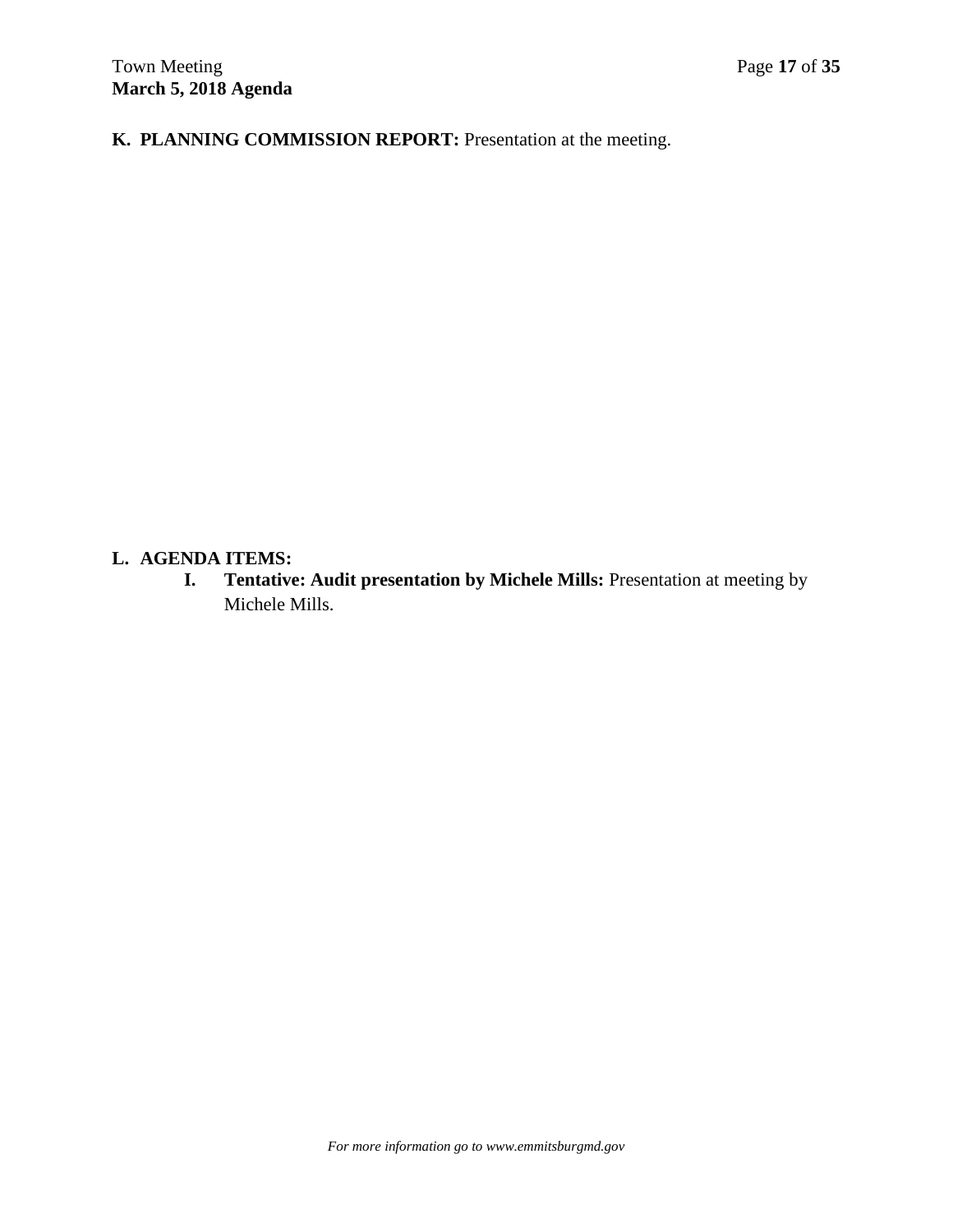**K. PLANNING COMMISSION REPORT:** Presentation at the meeting.

**L. AGENDA ITEMS:**

**I. Tentative: Audit presentation by Michele Mills:** Presentation at meeting by Michele Mills.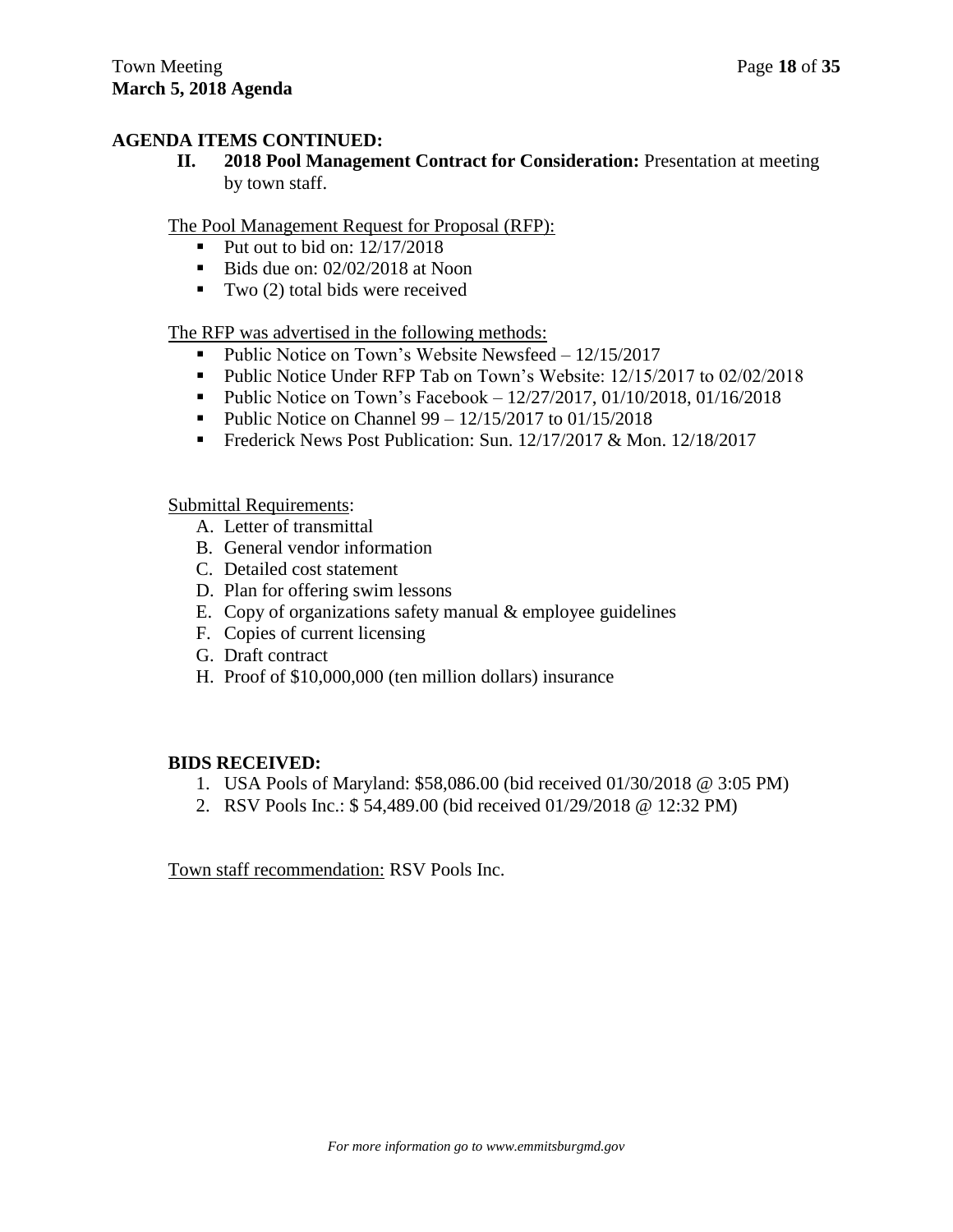**AGENDA ITEMS CONTINUED:**

**II. 2018 Pool Management Contract for Consideration:** Presentation at meeting by town staff.

The Pool Management Request for Proposal (RFP):

- Put out to bid on: 12/17/2018
- Bids due on: 02/02/2018 at Noon
- Two (2) total bids were received

The RFP was advertised in the following methods:

- Public Notice on Town's Website Newsfeed – 12/15/2017
- Public Notice Under RFP Tab on Town's Website: 12/15/2017 to 02/02/2018
- Public Notice on Town's Facebook – 12/27/2017, 01/10/2018, 01/16/2018
- Public Notice on Channel 99 – 12/15/2017 to 01/15/2018
- Frederick News Post Publication: Sun. 12/17/2017 & Mon. 12/18/2017

Submittal Requirements:

A. Letter of transmittal
B. General vendor information
C. Detailed cost statement
D. Plan for offering swim lessons
E. Copy of organizations safety manual & employee guidelines
F. Copies of current licensing
G. Draft contract
H. Proof of $10,000,000 (ten million dollars) insurance

**BIDS RECEIVED:**

1. USA Pools of Maryland: $58,086.00 (bid received 01/30/2018 @ 3:05 PM)
2. RSV Pools Inc.: $ 54,489.00 (bid received 01/29/2018 @ 12:32 PM)

Town staff recommendation: RSV Pools Inc.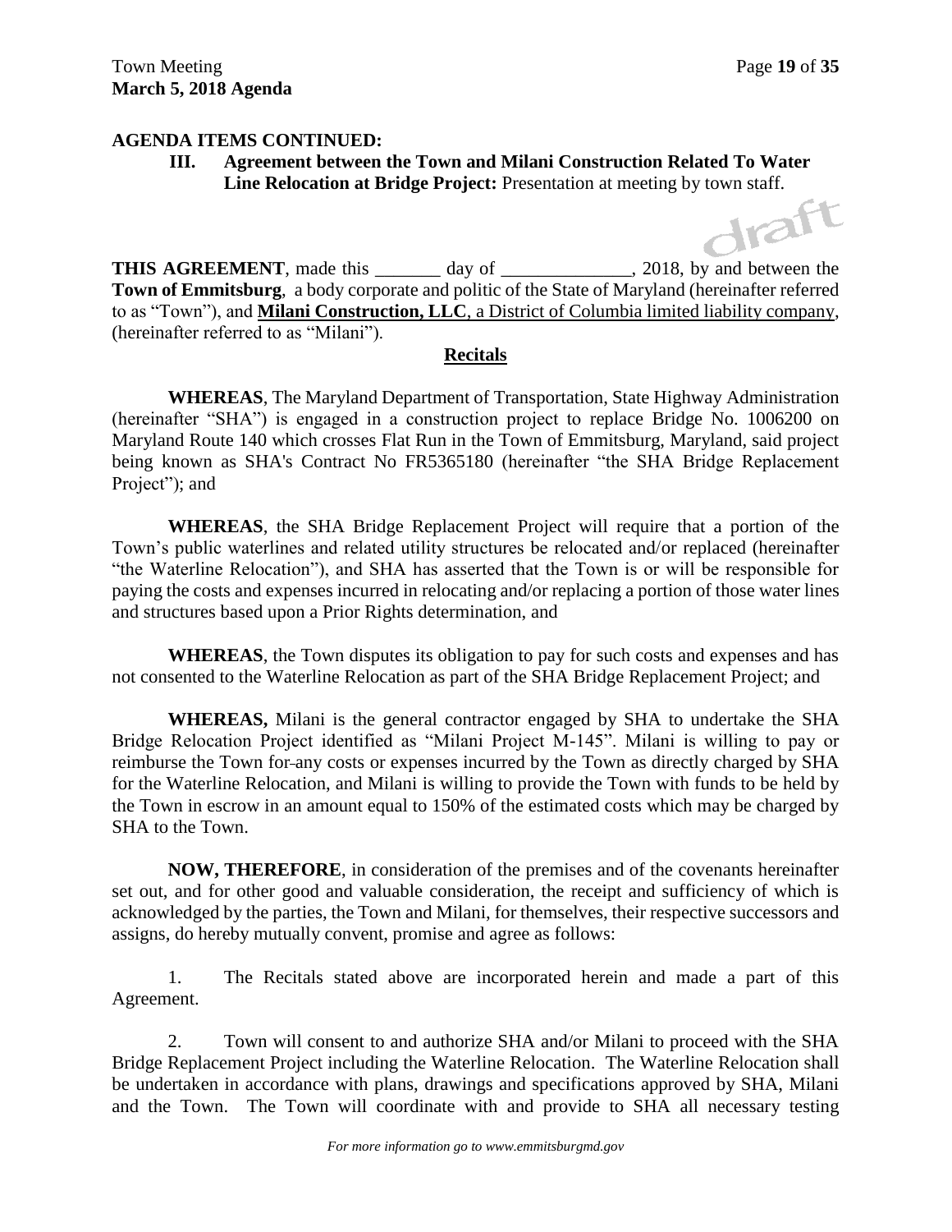**AGENDA ITEMS CONTINUED:**

**III. Agreement between the Town and Milani Construction Related To Water Line Relocation at Bridge Project:** Presentation at meeting by town staff.

draft

**THIS AGREEMENT**, made this _______ day of ______________, 2018, by and between the **Town of Emmitsburg**, a body corporate and politic of the State of Maryland (hereinafter referred to as "Town"), and **Milani Construction, LLC**, a District of Columbia limited liability company, (hereinafter referred to as "Milani").

**Recitals**

**WHEREAS**, The Maryland Department of Transportation, State Highway Administration (hereinafter "SHA") is engaged in a construction project to replace Bridge No. 1006200 on Maryland Route 140 which crosses Flat Run in the Town of Emmitsburg, Maryland, said project being known as SHA's Contract No FR5365180 (hereinafter "the SHA Bridge Replacement Project"); and

**WHEREAS**, the SHA Bridge Replacement Project will require that a portion of the Town's public waterlines and related utility structures be relocated and/or replaced (hereinafter "the Waterline Relocation"), and SHA has asserted that the Town is or will be responsible for paying the costs and expenses incurred in relocating and/or replacing a portion of those water lines and structures based upon a Prior Rights determination, and

**WHEREAS**, the Town disputes its obligation to pay for such costs and expenses and has not consented to the Waterline Relocation as part of the SHA Bridge Replacement Project; and

**WHEREAS,** Milani is the general contractor engaged by SHA to undertake the SHA Bridge Relocation Project identified as "Milani Project M-145". Milani is willing to pay or reimburse the Town for any costs or expenses incurred by the Town as directly charged by SHA for the Waterline Relocation, and Milani is willing to provide the Town with funds to be held by the Town in escrow in an amount equal to 150% of the estimated costs which may be charged by SHA to the Town.

**NOW, THEREFORE**, in consideration of the premises and of the covenants hereinafter set out, and for other good and valuable consideration, the receipt and sufficiency of which is acknowledged by the parties, the Town and Milani, for themselves, their respective successors and assigns, do hereby mutually convent, promise and agree as follows:

1. The Recitals stated above are incorporated herein and made a part of this Agreement.

2. Town will consent to and authorize SHA and/or Milani to proceed with the SHA Bridge Replacement Project including the Waterline Relocation. The Waterline Relocation shall be undertaken in accordance with plans, drawings and specifications approved by SHA, Milani and the Town. The Town will coordinate with and provide to SHA all necessary testing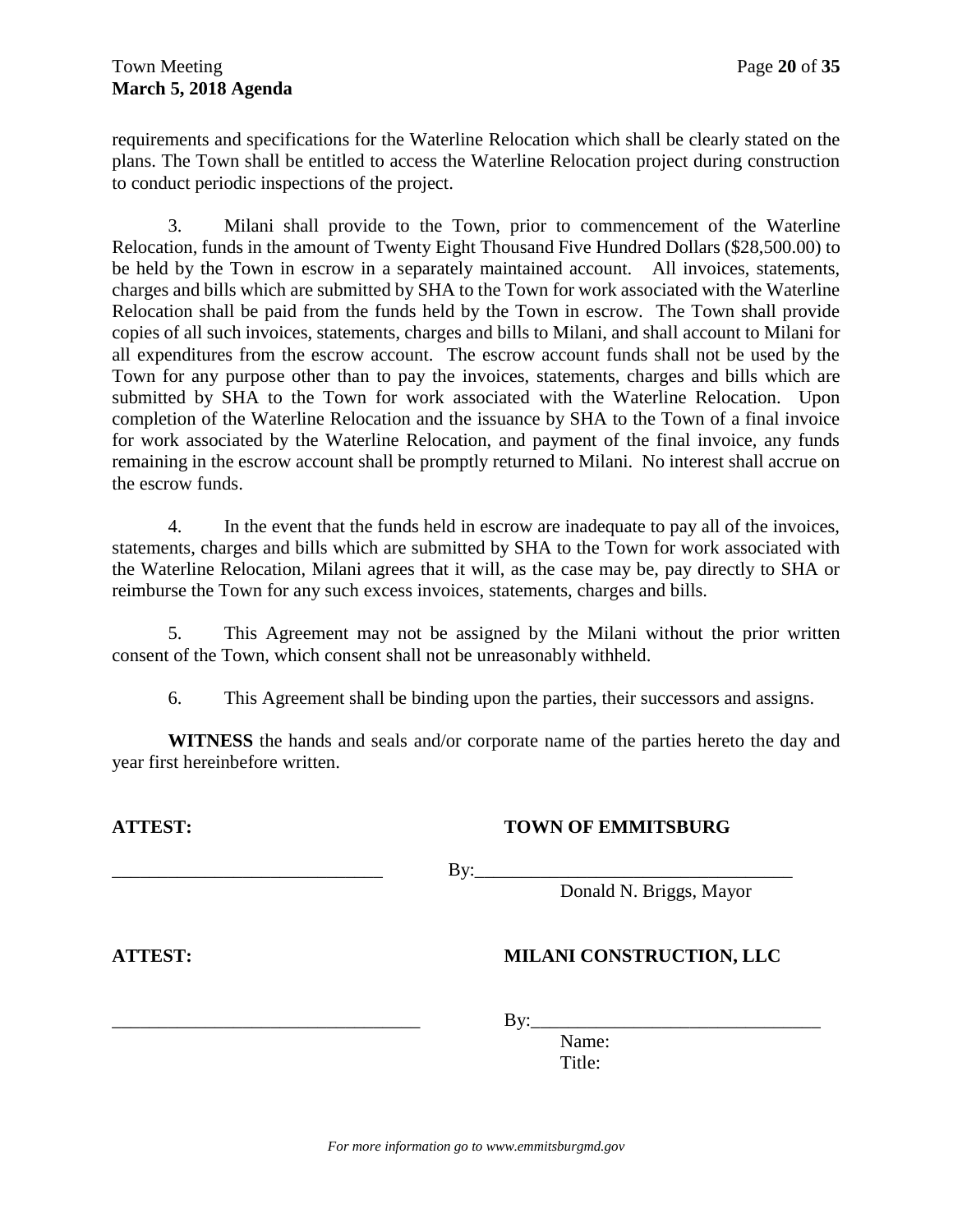requirements and specifications for the Waterline Relocation which shall be clearly stated on the plans. The Town shall be entitled to access the Waterline Relocation project during construction to conduct periodic inspections of the project.

3. Milani shall provide to the Town, prior to commencement of the Waterline Relocation, funds in the amount of Twenty Eight Thousand Five Hundred Dollars ($28,500.00) to be held by the Town in escrow in a separately maintained account. All invoices, statements, charges and bills which are submitted by SHA to the Town for work associated with the Waterline Relocation shall be paid from the funds held by the Town in escrow. The Town shall provide copies of all such invoices, statements, charges and bills to Milani, and shall account to Milani for all expenditures from the escrow account. The escrow account funds shall not be used by the Town for any purpose other than to pay the invoices, statements, charges and bills which are submitted by SHA to the Town for work associated with the Waterline Relocation. Upon completion of the Waterline Relocation and the issuance by SHA to the Town of a final invoice for work associated by the Waterline Relocation, and payment of the final invoice, any funds remaining in the escrow account shall be promptly returned to Milani. No interest shall accrue on the escrow funds.

4. In the event that the funds held in escrow are inadequate to pay all of the invoices, statements, charges and bills which are submitted by SHA to the Town for work associated with the Waterline Relocation, Milani agrees that it will, as the case may be, pay directly to SHA or reimburse the Town for any such excess invoices, statements, charges and bills.

5. This Agreement may not be assigned by the Milani without the prior written consent of the Town, which consent shall not be unreasonably withheld.

6. This Agreement shall be binding upon the parties, their successors and assigns.

**WITNESS** the hands and seals and/or corporate name of the parties hereto the day and year first hereinbefore written.

**ATTEST:** **TOWN OF EMMITSBURG**

_____________________________ By:__________________________________
Donald N. Briggs, Mayor

**ATTEST:** **MILANI CONSTRUCTION, LLC**

_________________________________ By:_______________________________
Name:
Title:

*For more information go to www.emmitsburgmd.gov*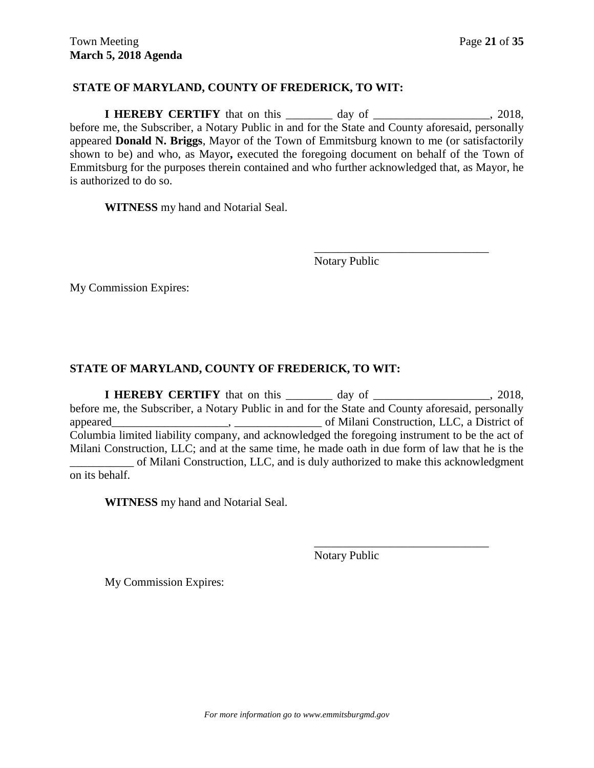**STATE OF MARYLAND, COUNTY OF FREDERICK, TO WIT:**

**I HEREBY CERTIFY** that on this ________ day of ____________________, 2018, before me, the Subscriber, a Notary Public in and for the State and County aforesaid, personally appeared **Donald N. Briggs**, Mayor of the Town of Emmitsburg known to me (or satisfactorily shown to be) and who, as Mayor**,** executed the foregoing document on behalf of the Town of Emmitsburg for the purposes therein contained and who further acknowledged that, as Mayor, he is authorized to do so.

**WITNESS** my hand and Notarial Seal.

______________________________
Notary Public

My Commission Expires:

**STATE OF MARYLAND, COUNTY OF FREDERICK, TO WIT:**

**I HEREBY CERTIFY** that on this ________ day of ____________________, 2018, before me, the Subscriber, a Notary Public in and for the State and County aforesaid, personally appeared____________________, _______________ of Milani Construction, LLC, a District of Columbia limited liability company, and acknowledged the foregoing instrument to be the act of Milani Construction, LLC; and at the same time, he made oath in due form of law that he is the ___________ of Milani Construction, LLC, and is duly authorized to make this acknowledgment on its behalf.

**WITNESS** my hand and Notarial Seal.

______________________________
Notary Public

My Commission Expires:

*For more information go to www.emmitsburgmd.gov*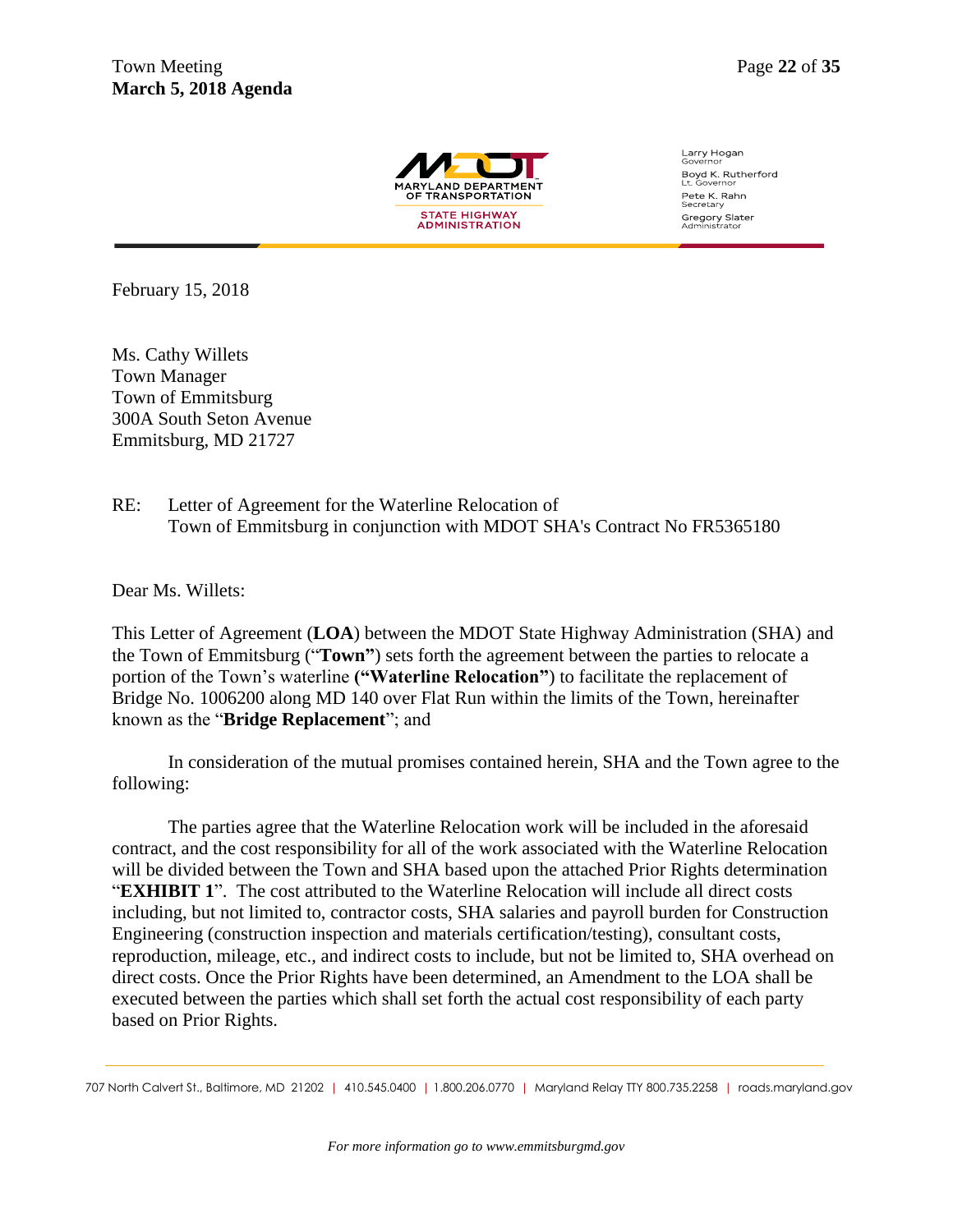MARYLAND DEPARTMENT OF TRANSPORTATION
STATE HIGHWAY ADMINISTRATION

Larry Hogan
Governor
Boyd K. Rutherford
Lt. Governor
Pete K. Rahn
Secretary
Gregory Slater
Administrator

February 15, 2018

Ms. Cathy Willets
Town Manager
Town of Emmitsburg
300A South Seton Avenue
Emmitsburg, MD 21727

RE: Letter of Agreement for the Waterline Relocation of Town of Emmitsburg in conjunction with MDOT SHA's Contract No FR5365180

Dear Ms. Willets:

This Letter of Agreement (**LOA**) between the MDOT State Highway Administration (SHA) and the Town of Emmitsburg ("**Town"**) sets forth the agreement between the parties to relocate a portion of the Town's waterline **("Waterline Relocation"**) to facilitate the replacement of Bridge No. 1006200 along MD 140 over Flat Run within the limits of the Town, hereinafter known as the "**Bridge Replacement**"; and

In consideration of the mutual promises contained herein, SHA and the Town agree to the following:

The parties agree that the Waterline Relocation work will be included in the aforesaid contract, and the cost responsibility for all of the work associated with the Waterline Relocation will be divided between the Town and SHA based upon the attached Prior Rights determination "**EXHIBIT 1**". The cost attributed to the Waterline Relocation will include all direct costs including, but not limited to, contractor costs, SHA salaries and payroll burden for Construction Engineering (construction inspection and materials certification/testing), consultant costs, reproduction, mileage, etc., and indirect costs to include, but not be limited to, SHA overhead on direct costs. Once the Prior Rights have been determined, an Amendment to the LOA shall be executed between the parties which shall set forth the actual cost responsibility of each party based on Prior Rights.

707 North Calvert St., Baltimore, MD 21202 | 410.545.0400 | 1.800.206.0770 | Maryland Relay TTY 800.735.2258 | roads.maryland.gov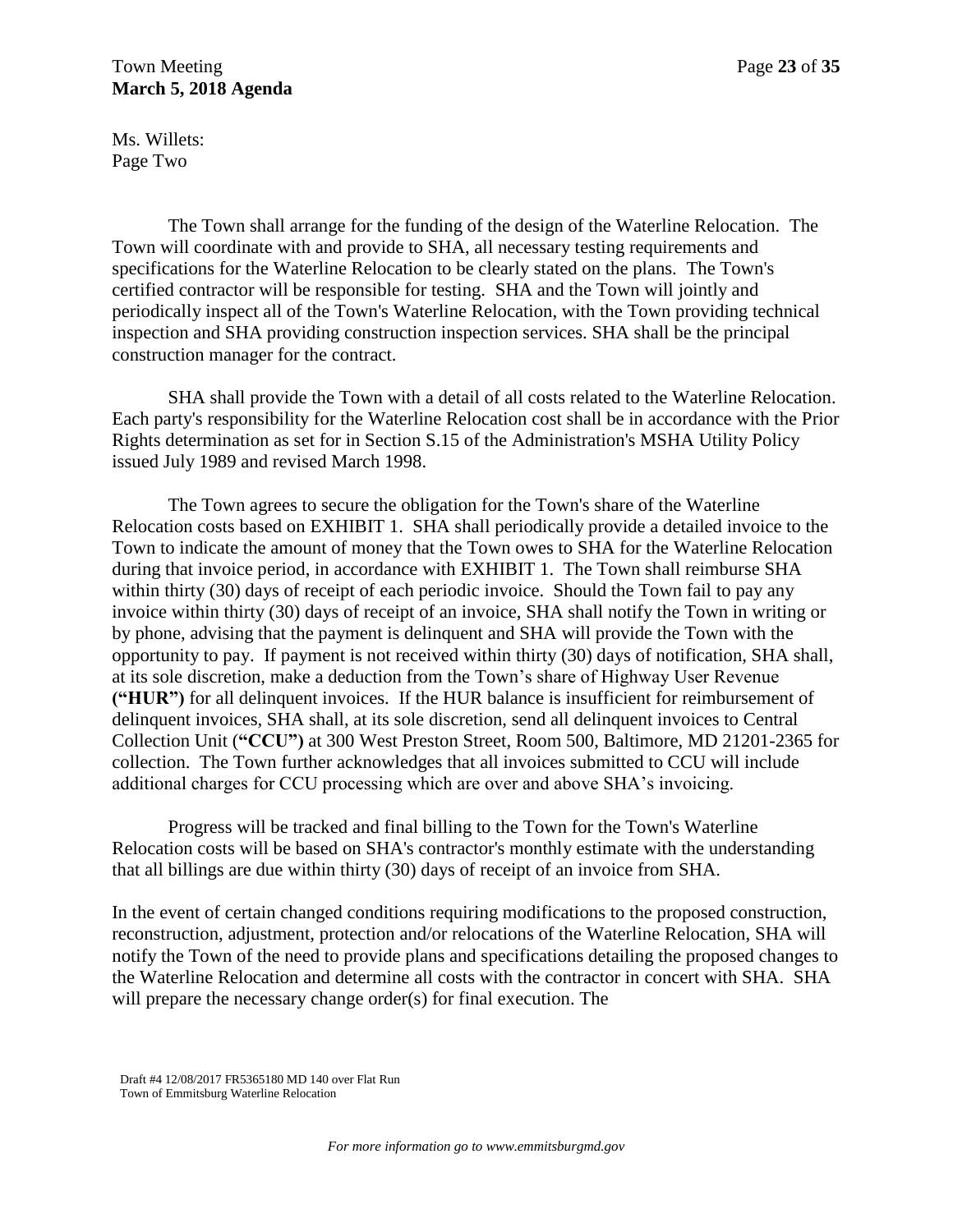Ms. Willets:
Page Two

The Town shall arrange for the funding of the design of the Waterline Relocation. The Town will coordinate with and provide to SHA, all necessary testing requirements and specifications for the Waterline Relocation to be clearly stated on the plans. The Town's certified contractor will be responsible for testing. SHA and the Town will jointly and periodically inspect all of the Town's Waterline Relocation, with the Town providing technical inspection and SHA providing construction inspection services. SHA shall be the principal construction manager for the contract.

SHA shall provide the Town with a detail of all costs related to the Waterline Relocation. Each party's responsibility for the Waterline Relocation cost shall be in accordance with the Prior Rights determination as set for in Section S.15 of the Administration's MSHA Utility Policy issued July 1989 and revised March 1998.

The Town agrees to secure the obligation for the Town's share of the Waterline Relocation costs based on EXHIBIT 1. SHA shall periodically provide a detailed invoice to the Town to indicate the amount of money that the Town owes to SHA for the Waterline Relocation during that invoice period, in accordance with EXHIBIT 1. The Town shall reimburse SHA within thirty (30) days of receipt of each periodic invoice. Should the Town fail to pay any invoice within thirty (30) days of receipt of an invoice, SHA shall notify the Town in writing or by phone, advising that the payment is delinquent and SHA will provide the Town with the opportunity to pay. If payment is not received within thirty (30) days of notification, SHA shall, at its sole discretion, make a deduction from the Town's share of Highway User Revenue **("HUR")** for all delinquent invoices. If the HUR balance is insufficient for reimbursement of delinquent invoices, SHA shall, at its sole discretion, send all delinquent invoices to Central Collection Unit (**"CCU")** at 300 West Preston Street, Room 500, Baltimore, MD 21201-2365 for collection. The Town further acknowledges that all invoices submitted to CCU will include additional charges for CCU processing which are over and above SHA's invoicing.

Progress will be tracked and final billing to the Town for the Town's Waterline Relocation costs will be based on SHA's contractor's monthly estimate with the understanding that all billings are due within thirty (30) days of receipt of an invoice from SHA.

In the event of certain changed conditions requiring modifications to the proposed construction, reconstruction, adjustment, protection and/or relocations of the Waterline Relocation, SHA will notify the Town of the need to provide plans and specifications detailing the proposed changes to the Waterline Relocation and determine all costs with the contractor in concert with SHA. SHA will prepare the necessary change order(s) for final execution. The

Draft #4 12/08/2017 FR5365180 MD 140 over Flat Run
Town of Emmitsburg Waterline Relocation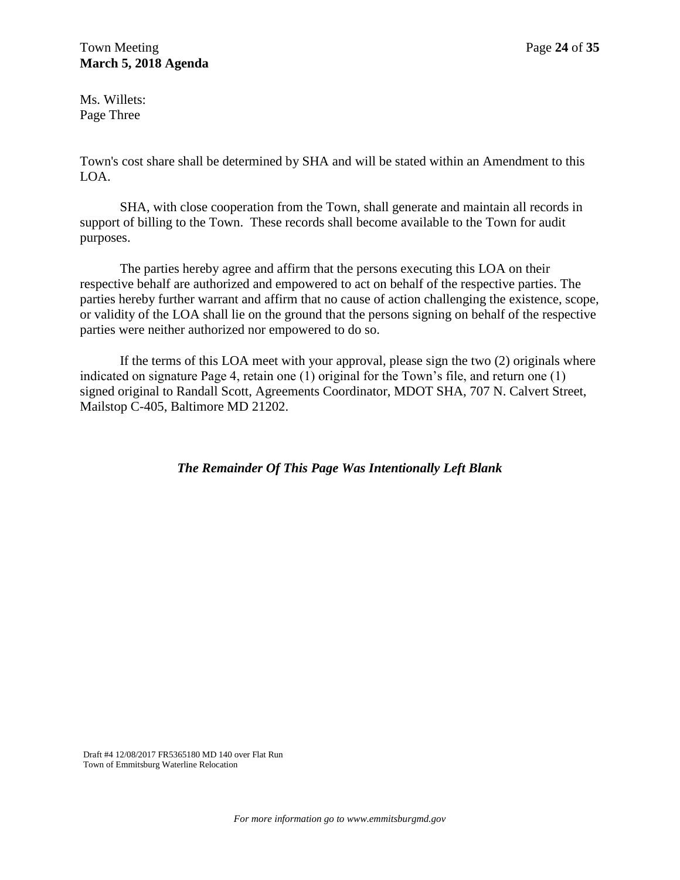Ms. Willets:
Page Three

Town's cost share shall be determined by SHA and will be stated within an Amendment to this LOA.

SHA, with close cooperation from the Town, shall generate and maintain all records in support of billing to the Town. These records shall become available to the Town for audit purposes.

The parties hereby agree and affirm that the persons executing this LOA on their respective behalf are authorized and empowered to act on behalf of the respective parties. The parties hereby further warrant and affirm that no cause of action challenging the existence, scope, or validity of the LOA shall lie on the ground that the persons signing on behalf of the respective parties were neither authorized nor empowered to do so.

If the terms of this LOA meet with your approval, please sign the two (2) originals where indicated on signature Page 4, retain one (1) original for the Town's file, and return one (1) signed original to Randall Scott, Agreements Coordinator, MDOT SHA, 707 N. Calvert Street, Mailstop C-405, Baltimore MD 21202.

***The Remainder Of This Page Was Intentionally Left Blank***

Draft #4 12/08/2017 FR5365180 MD 140 over Flat Run
Town of Emmitsburg Waterline Relocation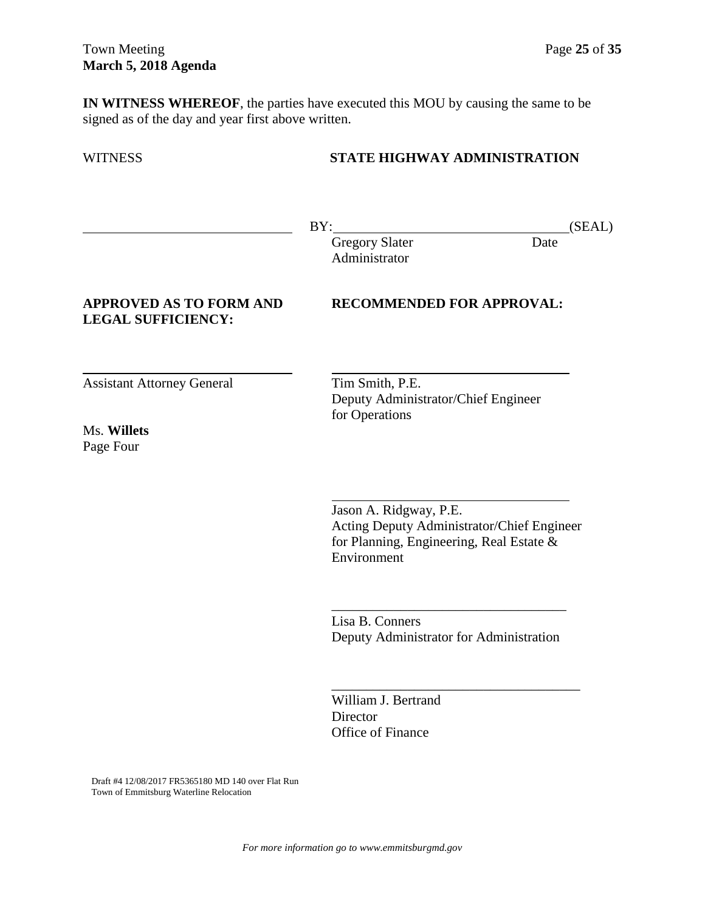**IN WITNESS WHEREOF**, the parties have executed this MOU by causing the same to be signed as of the day and year first above written.

WITNESS

**STATE HIGHWAY ADMINISTRATION**

______________________________

BY:________________________________(SEAL)
Gregory Slater Date
Administrator

**APPROVED AS TO FORM AND LEGAL SUFFICIENCY:**

______________________________
Assistant Attorney General

**RECOMMENDED FOR APPROVAL:**

______________________________
Tim Smith, P.E.
Deputy Administrator/Chief Engineer for Operations

Ms. **Willets**
Page Four

______________________________
Jason A. Ridgway, P.E.
Acting Deputy Administrator/Chief Engineer for Planning, Engineering, Real Estate & Environment

______________________________
Lisa B. Conners
Deputy Administrator for Administration

______________________________
William J. Bertrand
Director
Office of Finance

Draft #4 12/08/2017 FR5365180 MD 140 over Flat Run
Town of Emmitsburg Waterline Relocation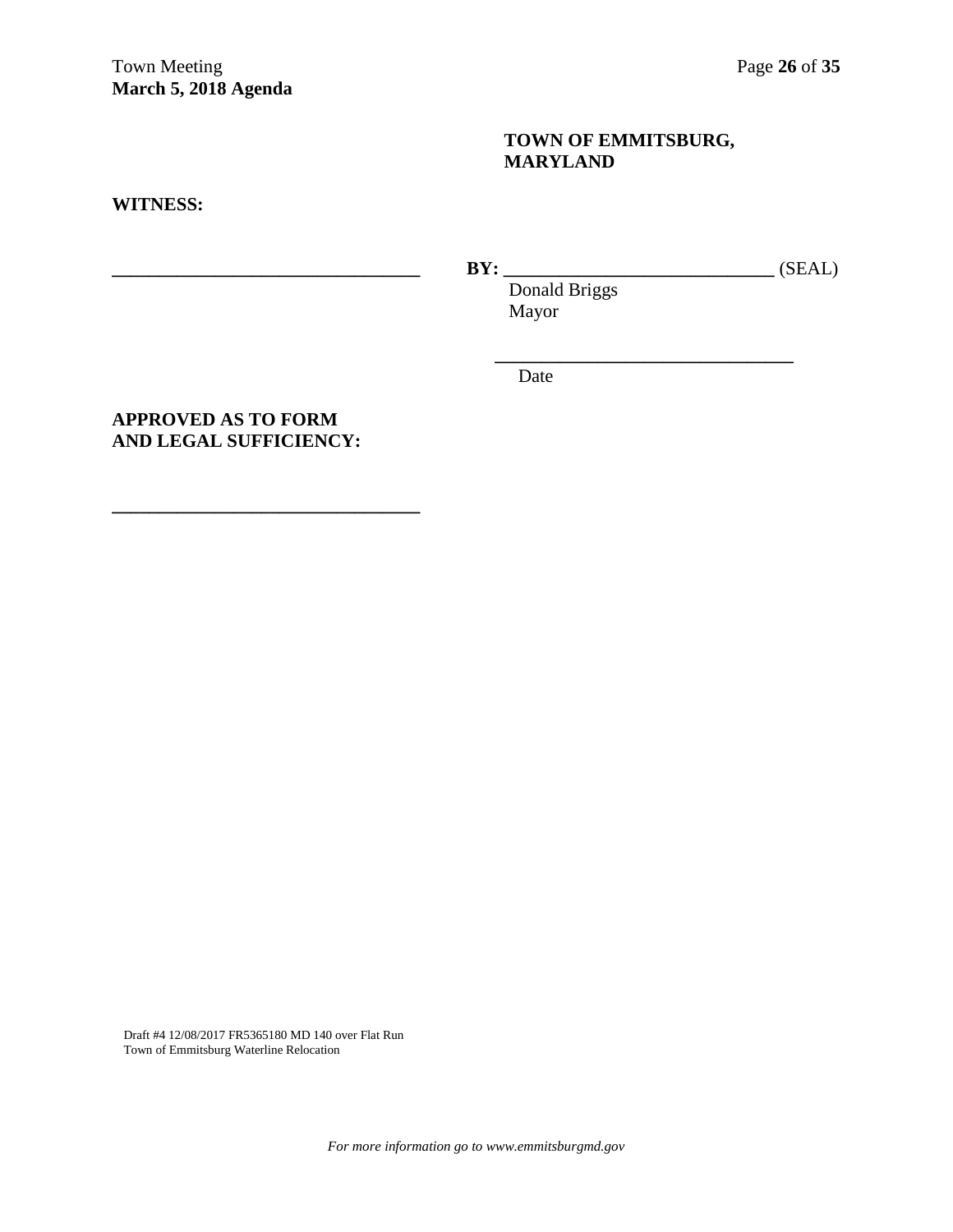**TOWN OF EMMITSBURG, MARYLAND**

**WITNESS:**

\_\_\_\_\_\_\_\_\_\_\_\_\_\_\_\_\_\_\_\_\_\_\_\_\_\_\_\_\_\_\_\_ **BY:** \_\_\_\_\_\_\_\_\_\_\_\_\_\_\_\_\_\_\_\_\_\_\_\_\_\_\_\_ (SEAL)

Donald Briggs
Mayor

\_\_\_\_\_\_\_\_\_\_\_\_\_\_\_\_\_\_\_\_\_\_\_\_\_\_\_\_\_\_\_\_

Date

**APPROVED AS TO FORM AND LEGAL SUFFICIENCY:**

\_\_\_\_\_\_\_\_\_\_\_\_\_\_\_\_\_\_\_\_\_\_\_\_\_\_\_\_\_\_\_\_

Draft #4 12/08/2017 FR5365180 MD 140 over Flat Run
Town of Emmitsburg Waterline Relocation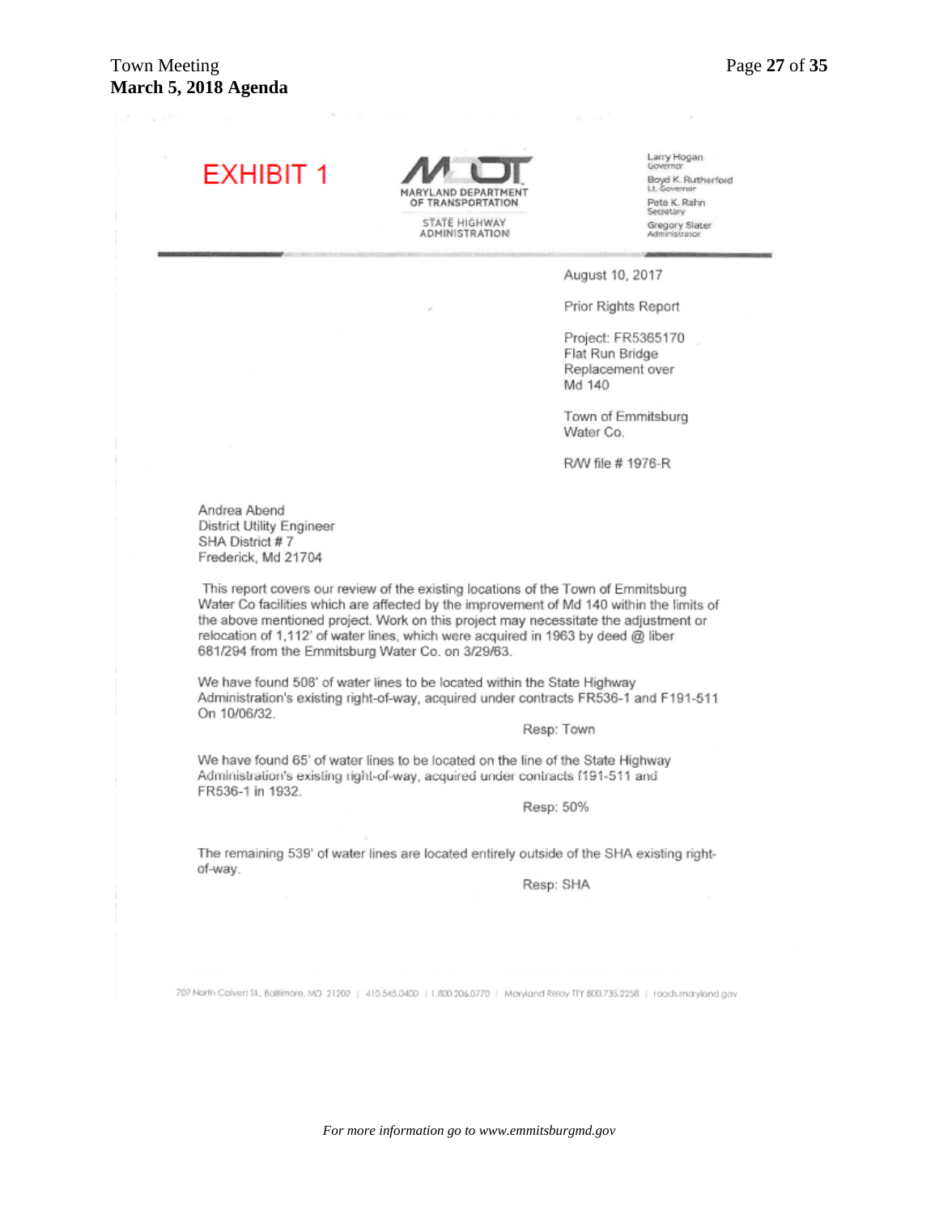EXHIBIT 1

MARYLAND DEPARTMENT OF TRANSPORTATION

STATE HIGHWAY ADMINISTRATION

Larry Hogan
Governor

Boyd K. Rutherford
Lt. Governor

Pete K. Rahn
Secretary

Gregory Slater
Administrator

August 10, 2017

Prior Rights Report

Project: FR5365170
Flat Run Bridge
Replacement over
Md 140

Town of Emmitsburg
Water Co.

R/W file # 1976-R

Andrea Abend
District Utility Engineer
SHA District # 7
Frederick, Md 21704

This report covers our review of the existing locations of the Town of Emmitsburg Water Co facilities which are affected by the improvement of Md 140 within the limits of the above mentioned project. Work on this project may necessitate the adjustment or relocation of 1,112' of water lines, which were acquired in 1963 by deed @ liber 681/294 from the Emmitsburg Water Co. on 3/29/63.

We have found 508' of water lines to be located within the State Highway Administration's existing right-of-way, acquired under contracts FR536-1 and F191-511 On 10/06/32.

Resp: Town

We have found 65' of water lines to be located on the line of the State Highway Administration's existing right-of-way, acquired under contracts f191-511 and FR536-1 in 1932.

Resp: 50%

The remaining 539' of water lines are located entirely outside of the SHA existing right-of-way.

Resp: SHA

707 North Calvert St., Baltimore, MD 21202 | 410.545.0400 | 1.800.206.0770 | Maryland Relay TTY 800.735.2258 | roads.maryland.gov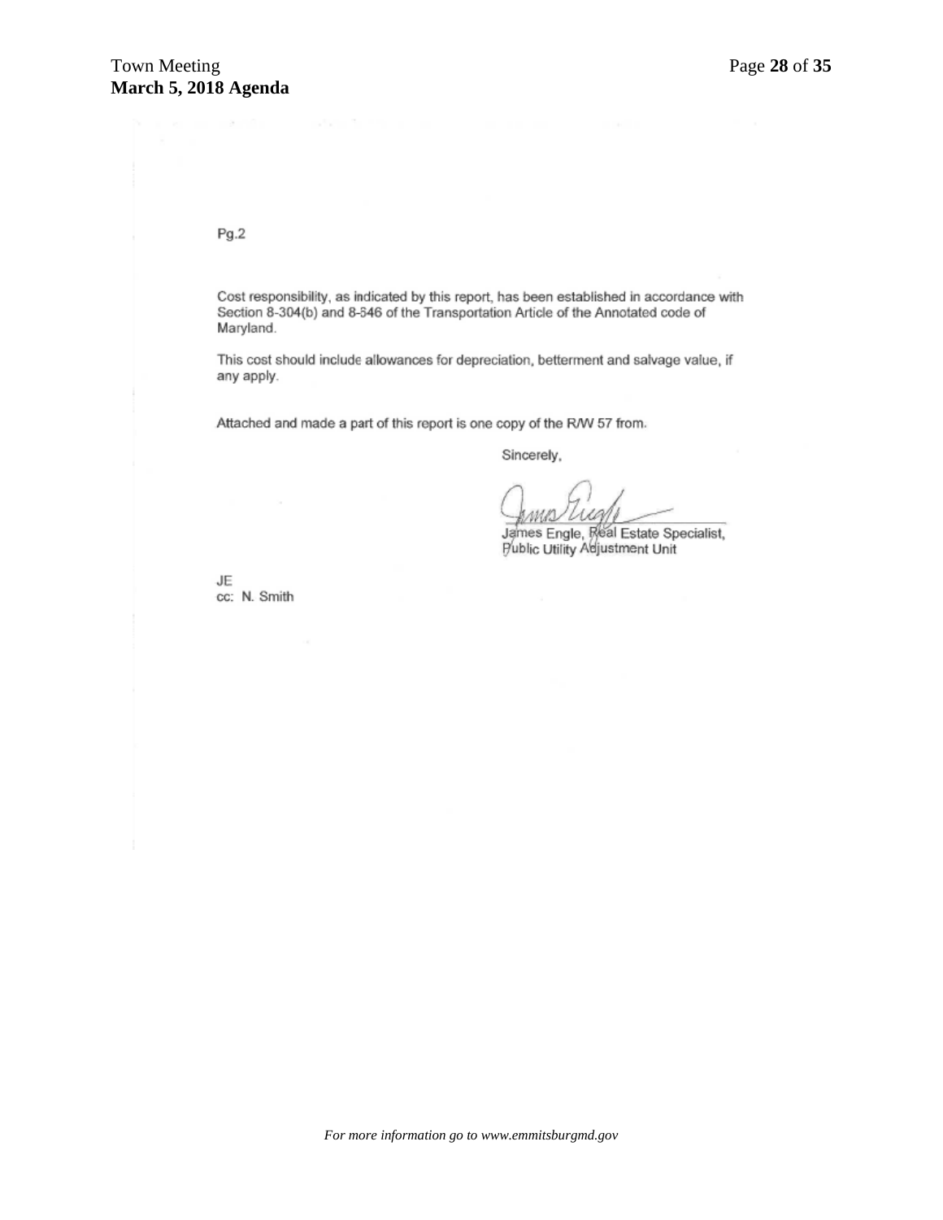Pg.2

Cost responsibility, as indicated by this report, has been established in accordance with Section 8-304(b) and 8-646 of the Transportation Article of the Annotated code of Maryland.

This cost should include allowances for depreciation, betterment and salvage value, if any apply.

Attached and made a part of this report is one copy of the R/W 57 from.

Sincerely,

James Engle, Real Estate Specialist,
Public Utility Adjustment Unit

JE
cc: N. Smith

*For more information go to www.emmitsburgmd.gov*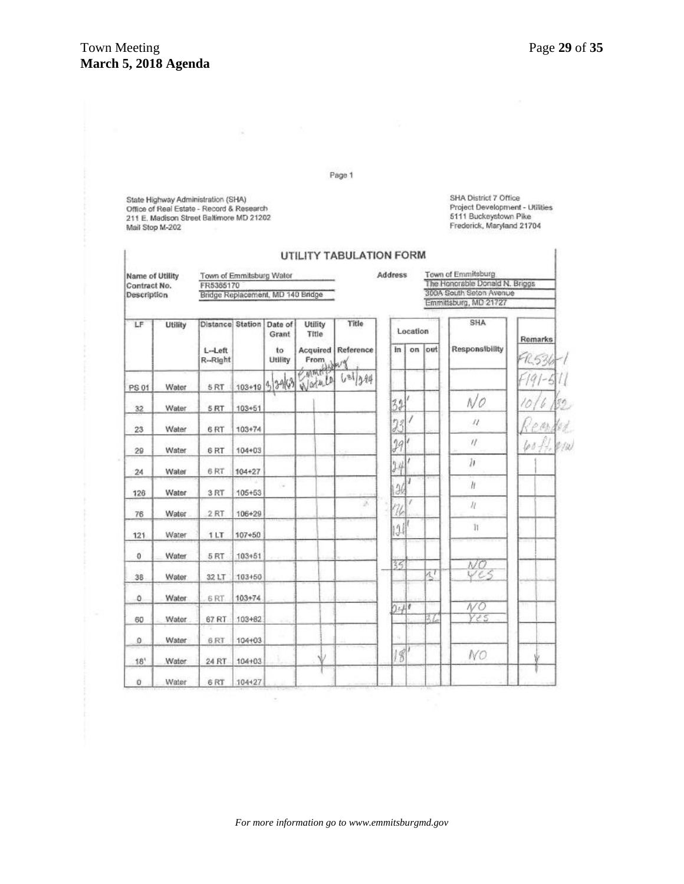Page 1

State Highway Administration (SHA)
Office of Real Estate - Record & Research
211 E. Madison Street Baltimore MD 21202
Mail Stop M-202

SHA District 7 Office
Project Development - Utilities
5111 Buckeystown Pike
Frederick, Maryland 21704

## UTILITY TABULATION FORM

Name of Utility: Town of Emmitsburg Water
Contract No.: FR5365170
Description: Bridge Replacement, MD 140 Bridge

Address: Town of Emmitsburg
The Honorable Donald N. Briggs
300A South Seton Avenue
Emmitsburg, MD 21727

| LF | Utility | Distance L--Left R--Right | Station | Date of Grant to Utility | Utility Title Acquired From | Title Reference | Location In | Location On | Location Out | SHA Responsibility | Remarks |
|---|---|---|---|---|---|---|---|---|---|---|---|
| PS 01 | Water | 5 RT | 103+19 | 3/29/63 | Emmitsburg Water Co | 681/244 | | | | | FR 536-1 F191-511 |
| 32 | Water | 5 RT | 103+51 | | | | 32' | | | NO | 10/6/82 |
| 23 | Water | 6 RT | 103+74 | | | | 23' | | | " | Recorded |
| 29 | Water | 6 RT | 104+03 | | | | 29' | | | " | 60 ft. R/W |
| 24 | Water | 6 RT | 104+27 | | | | 24' | | | " | |
| 126 | Water | 3 RT | 105+53 | | | | 126' | | | " | |
| 76 | Water | 2 RT | 106+29 | | | | 76' | | | " | |
| 121 | Water | 1 LT | 107+50 | | | | 121' | | | " | |
| 0 | Water | 5 RT | 103+51 | | | | | | | | |
| 38 | Water | 32 LT | 103+50 | | | | 35' | | 3' | NO / YES | |
| 0 | Water | 6 RT | 103+74 | | | | | | | | |
| 60 | Water | 67 RT | 103+82 | | | | 24' | | 36' | NO / YES | |
| 0 | Water | 6 RT | 104+03 | | | | | | | | |
| 18' | Water | 24 RT | 104+03 | | | | 18' | | | NO | |
| 0 | Water | 6 RT | 104+27 | | | | | | | | |

*For more information go to www.emmitsburgmd.gov*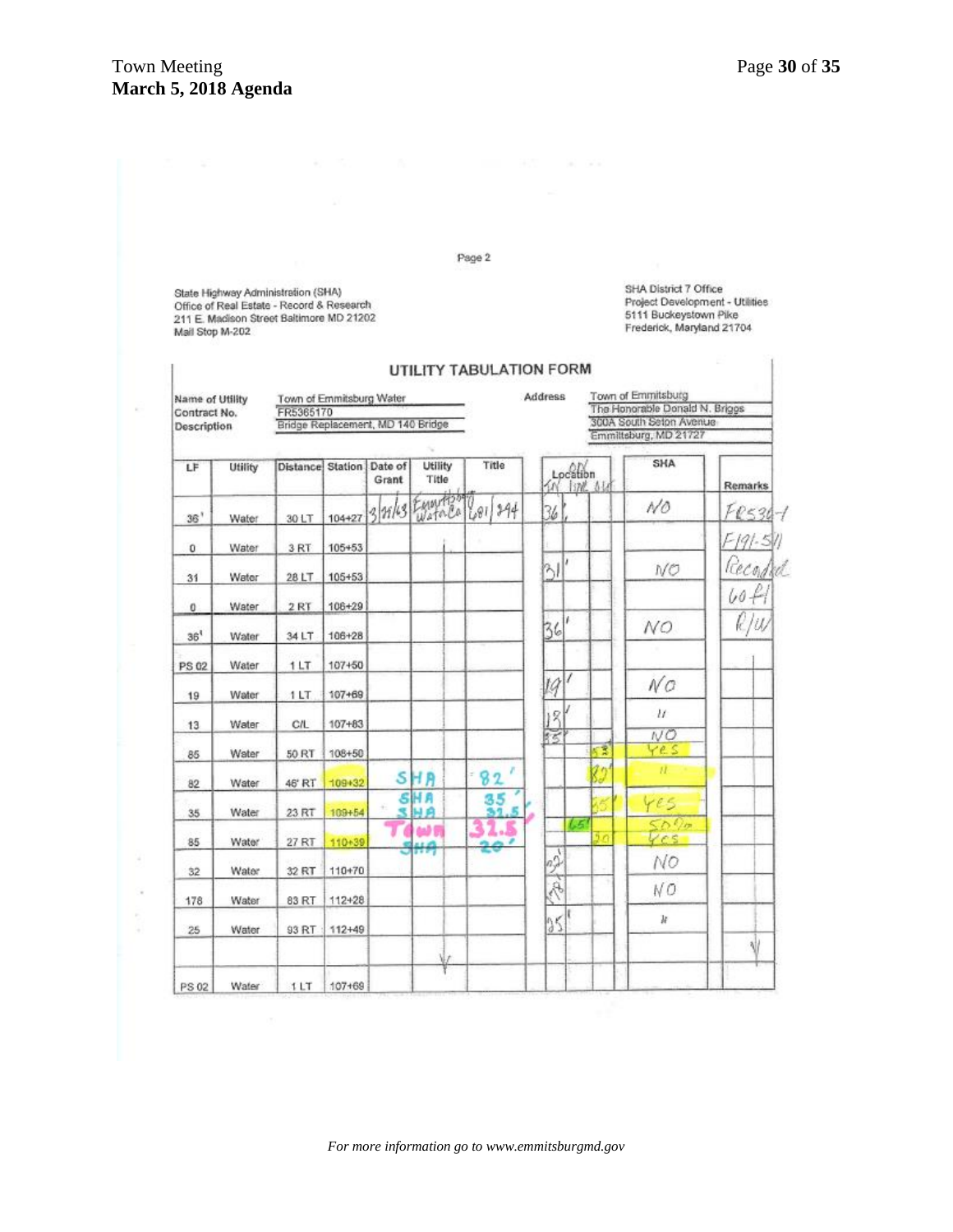Page 2

State Highway Administration (SHA)
Office of Real Estate - Record & Research
211 E. Madison Street Baltimore MD 21202
Mail Stop M-202

SHA District 7 Office
Project Development - Utilities
5111 Buckeystown Pike
Frederick, Maryland 21704

## UTILITY TABULATION FORM

Name of Utility: Town of Emmitsburg Water
Contract No.: FR5365170
Description: Bridge Replacement, MD 140 Bridge

Address: Town of Emmitsburg
The Honorable Donald N. Briggs
300A South Seton Avenue
Emmitsburg, MD 21727

| LF | Utility | Distance | Station | Date of Grant | Utility Title | Title | Location In | Location Line | Location Out | SHA | Remarks |
|---|---|---|---|---|---|---|---|---|---|---|---|
| 36' | Water | 30 LT | 104+27 | 3/21/63 | Emmitsburg Water Co | 681/394 | 36' | | | NO | FR536-1 |
| 0 | Water | 3 RT | 105+53 | | | | | | | | F-191-511 |
| 31 | Water | 28 LT | 105+53 | | | | 31' | | | NO | Recorded |
| 0 | Water | 2 RT | 106+29 | | | | | | | | 60 ft |
| 36' | Water | 34 LT | 106+28 | | | | 36' | | | NO | R/W |
| PS 02 | Water | 1 LT | 107+50 | | | | | | | | |
| 19 | Water | 1 LT | 107+69 | | | | 19' | | | NO | |
| 13 | Water | C/L | 107+83 | | | | 13' | | | " | |
| 85 | Water | 50 RT | 108+50 | | | | 15' | | 58' | NO Yes | |
| 82 | Water | 46' RT | 109+32 | | SHA | 82' | | | 82' | " | |
| 35 | Water | 23 RT | 109+54 | | SHA | 35' | | | 35' | Yes | |
| 85 | Water | 27 RT | 110+39 | | SHA Town SHA | 31.5 31.5 20' | | 65' | 20 | 50% Yes | |
| 32 | Water | 32 RT | 110+70 | | | | 32' | | | NO | |
| 178 | Water | 83 RT | 112+28 | | | | 178' | | | NO | |
| 25 | Water | 93 RT | 112+49 | | | | 25' | | | " | |
| | | | | | | | | | | | |
| PS 02 | Water | 1 LT | 107+69 | | | | | | | | |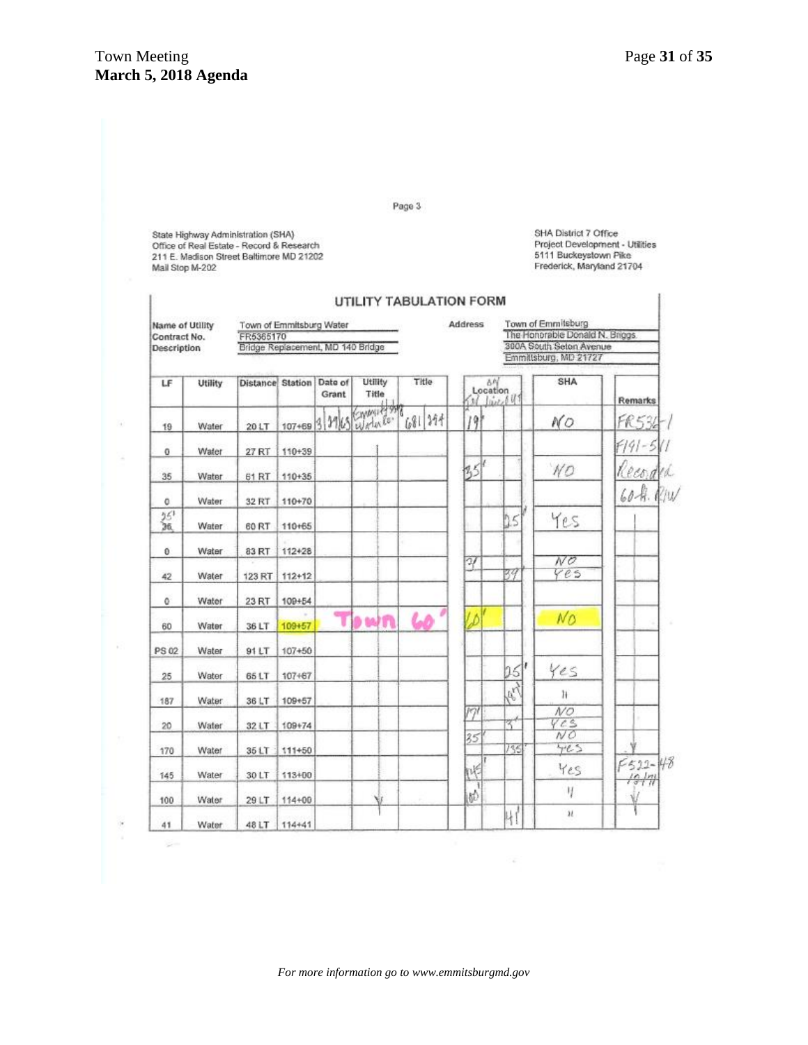Page 3

State Highway Administration (SHA)
Office of Real Estate - Record & Research
211 E. Madison Street Baltimore MD 21202
Mail Stop M-202

SHA District 7 Office
Project Development - Utilities
5111 Buckeystown Pike
Frederick, Maryland 21704

## UTILITY TABULATION FORM

| | | | |
|---|---|---|---|
| Name of Utility | Town of Emmitsburg Water | Address | Town of Emmitsburg |
| Contract No. | FR5365170 | | The Honorable Donald N. Briggs |
| Description | Bridge Replacement, MD 140 Bridge | | 300A South Seton Avenue |
| | | | Emmitsburg, MD 21727 |

| LF | Utility | Distance | Station | Date of Grant | Utility Title | Title | Location: On R/W | Location: In Line | SHA | Remarks |
|---|---|---|---|---|---|---|---|---|---|---|
| 19 | Water | 20 LT | 107+69 | 3/29/65 | Emmitsburg Water Co. | 681/394 | 19' | | NO | FR536-1 |
| 0 | Water | 27 RT | 110+39 | | | | | | | F191-511 |
| 35 | Water | 61 RT | 110+35 | | | | 35' | | NO | Recorded |
| 0 | Water | 32 RT | 110+70 | | | | | | | 60 ft. R/W |
| 25' 36 | Water | 60 RT | 110+65 | | | | | 25' | Yes | |
| 0 | Water | 83 RT | 112+28 | | | | | | | |
| 42 | Water | 123 RT | 112+12 | | | | 3' | 39' | NO / Yes | |
| 0 | Water | 23 RT | 109+54 | | | | | | | |
| 60 | Water | 36 LT | 109+57 | Town 60' | | | 60' | | NO | |
| PS 02 | Water | 91 LT | 107+50 | | | | | | | |
| 25 | Water | 65 LT | 107+67 | | | | | 25' | Yes | |
| 187 | Water | 36 LT | 109+57 | | | | | 187' | " | |
| 20 | Water | 32 LT | 109+74 | | | | 17' | 3' | NO / Yes | |
| 170 | Water | 35 LT | 111+50 | | | | 35' | 135' | NO / Yes | |
| 145 | Water | 30 LT | 113+00 | | | | 145' | | Yes | F522-48 10/71 |
| 100 | Water | 29 LT | 114+00 | | | | 100' | | " | |
| 41 | Water | 48 LT | 114+41 | | | | | 41' | " | |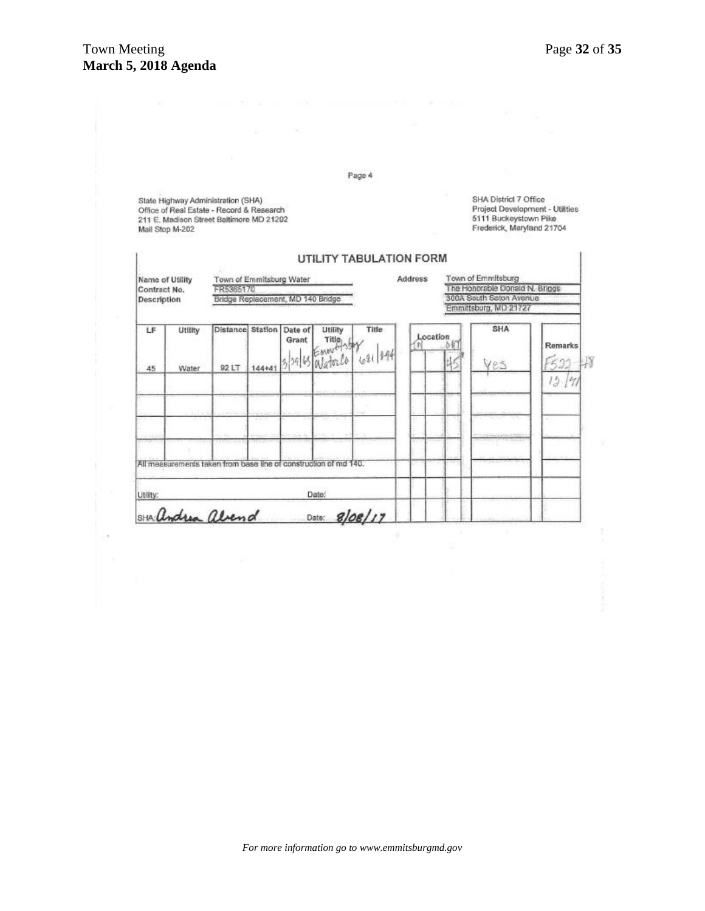Page 4

State Highway Administration (SHA)
Office of Real Estate - Record & Research
211 E. Madison Street Baltimore MD 21202
Mail Stop M-202

SHA District 7 Office
Project Development - Utilities
5111 Buckeystown Pike
Frederick, Maryland 21704

## UTILITY TABULATION FORM

Name of Utility: Town of Emmitsburg Water
Contract No.: FR5365170
Description: Bridge Replacement, MD 140 Bridge

Address: Town of Emmitsburg
The Honorable Donald N. Briggs
300A South Seton Avenue
Emmitsburg, MD 21727

| LF | Utility | Distance | Station | Date of Grant | Utility Title | Title | Location IN | | OUT | SHA | Remarks |
|---|---|---|---|---|---|---|---|---|---|---|---|
| 45 | Water | 92 LT | 144+41 | 3/29/65 | Emmitsburg Water Co | 681/194 | | | 45 | Yes | F522-48 12/71 |
| | | | | | | | | | | | |
| | | | | | | | | | | | |
| | | | | | | | | | | | |
| | | | | | | | | | | | |

All measurements taken from base line of construction of md 140.

Utility: Date:

SHA: Andrea Alrend Date: 8/08/17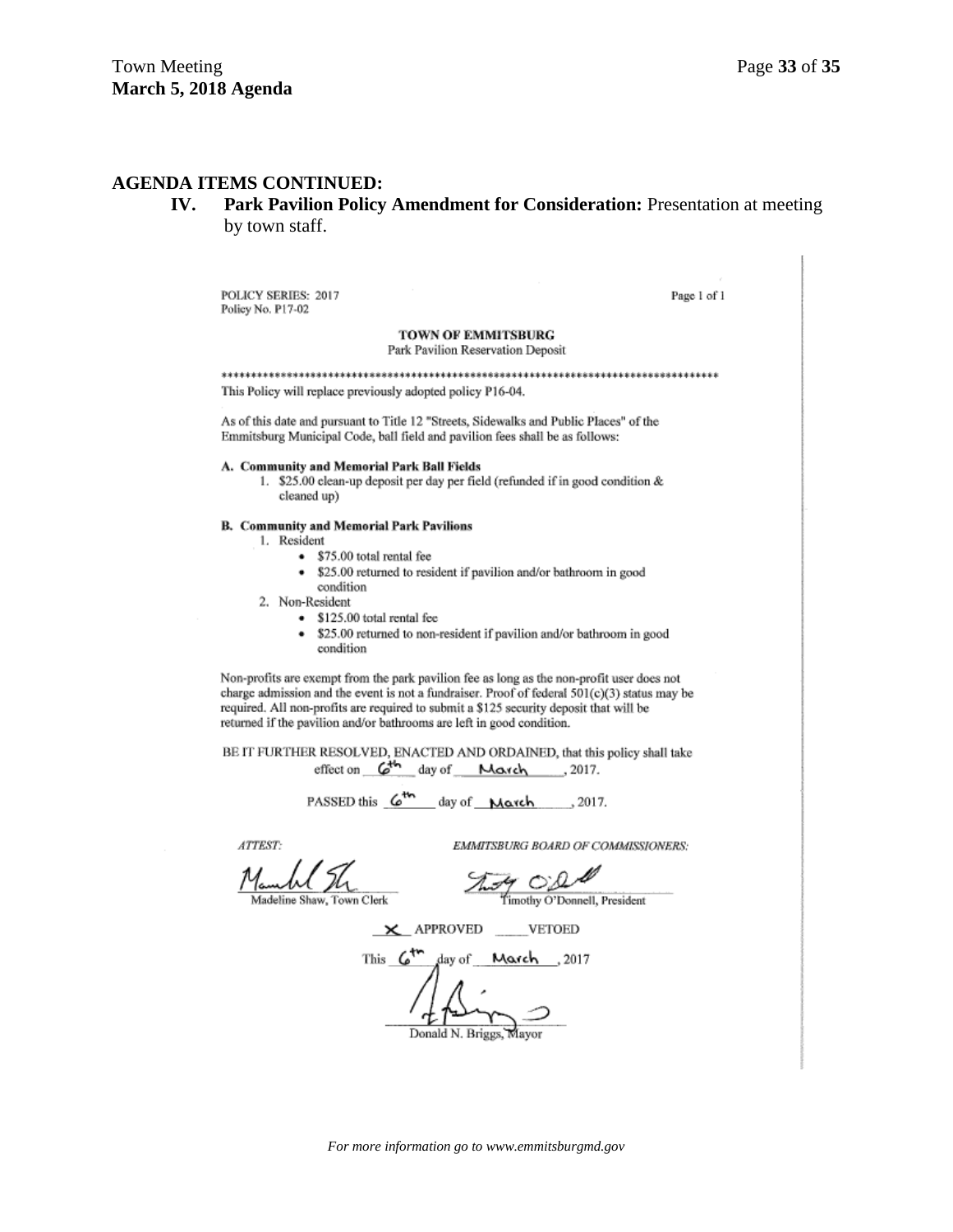## AGENDA ITEMS CONTINUED:

**IV. Park Pavilion Policy Amendment for Consideration:** Presentation at meeting by town staff.

POLICY SERIES: 2017
Policy No. P17-02

Page 1 of 1

**TOWN OF EMMITSBURG**
Park Pavilion Reservation Deposit

*************************************************************************************

This Policy will replace previously adopted policy P16-04.

As of this date and pursuant to Title 12 "Streets, Sidewalks and Public Places" of the Emmitsburg Municipal Code, ball field and pavilion fees shall be as follows:

**A. Community and Memorial Park Ball Fields**

1. $25.00 clean-up deposit per day per field (refunded if in good condition & cleaned up)

**B. Community and Memorial Park Pavilions**

1. Resident
   - $75.00 total rental fee
   - $25.00 returned to resident if pavilion and/or bathroom in good condition
2. Non-Resident
   - $125.00 total rental fee
   - $25.00 returned to non-resident if pavilion and/or bathroom in good condition

Non-profits are exempt from the park pavilion fee as long as the non-profit user does not charge admission and the event is not a fundraiser. Proof of federal 501(c)(3) status may be required. All non-profits are required to submit a $125 security deposit that will be returned if the pavilion and/or bathrooms are left in good condition.

BE IT FURTHER RESOLVED, ENACTED AND ORDAINED, that this policy shall take effect on 6th day of March, 2017.

PASSED this 6th day of March, 2017.

*ATTEST:*

Madeline Shaw, Town Clerk

*EMMITSBURG BOARD OF COMMISSIONERS:*

Timothy O'Donnell, President

X APPROVED ____VETOED

This 6th day of March, 2017

Donald N. Briggs, Mayor

*For more information go to www.emmitsburgmd.gov*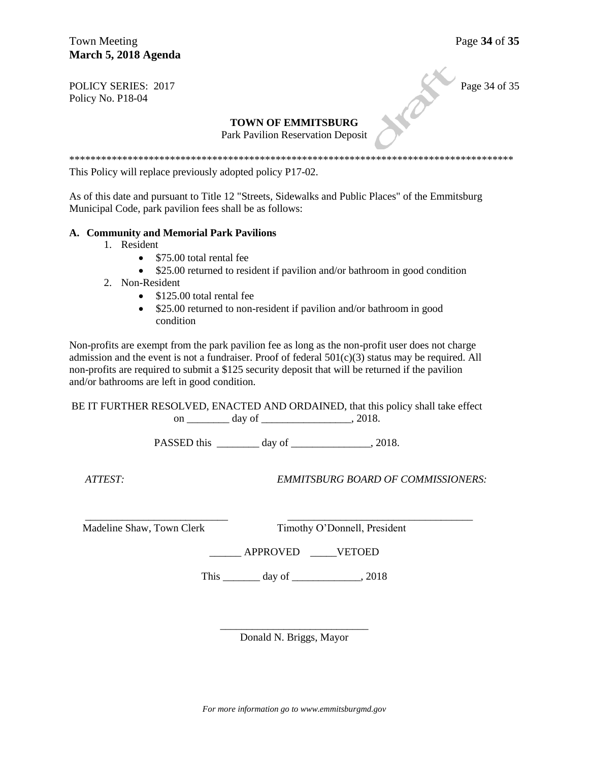POLICY SERIES: 2017
Policy No. P18-04

**TOWN OF EMMITSBURG**
Park Pavilion Reservation Deposit

*************************************************************************************

This Policy will replace previously adopted policy P17-02.

As of this date and pursuant to Title 12 "Streets, Sidewalks and Public Places" of the Emmitsburg Municipal Code, park pavilion fees shall be as follows:

**A. Community and Memorial Park Pavilions**

1. Resident
   - $75.00 total rental fee
   - $25.00 returned to resident if pavilion and/or bathroom in good condition
2. Non-Resident
   - $125.00 total rental fee
   - $25.00 returned to non-resident if pavilion and/or bathroom in good condition

Non-profits are exempt from the park pavilion fee as long as the non-profit user does not charge admission and the event is not a fundraiser. Proof of federal 501(c)(3) status may be required. All non-profits are required to submit a $125 security deposit that will be returned if the pavilion and/or bathrooms are left in good condition.

BE IT FURTHER RESOLVED, ENACTED AND ORDAINED, that this policy shall take effect on ________ day of _________________, 2018.

PASSED this ________ day of _______________, 2018.

*ATTEST:* *EMMITSBURG BOARD OF COMMISSIONERS:*

___________________________ ___________________________________
Madeline Shaw, Town Clerk Timothy O'Donnell, President

______ APPROVED _____VETOED

This _______ day of _____________, 2018

_____________________________
Donald N. Briggs, Mayor

*For more information go to www.emmitsburgmd.gov*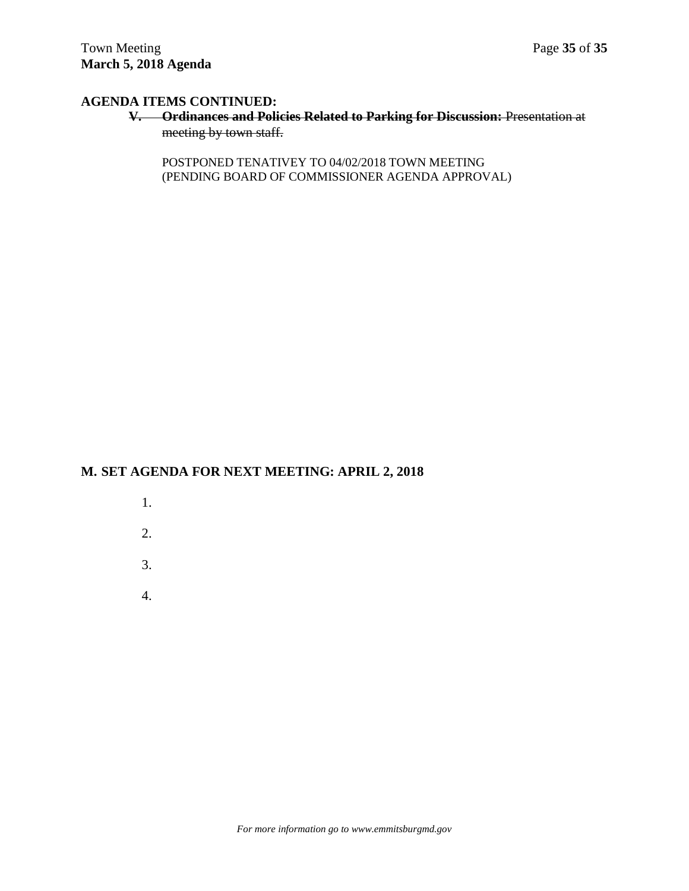**AGENDA ITEMS CONTINUED:**

~~**V. Ordinances and Policies Related to Parking for Discussion:** Presentation at meeting by town staff.~~

POSTPONED TENATIVEY TO 04/02/2018 TOWN MEETING (PENDING BOARD OF COMMISSIONER AGENDA APPROVAL)

**M. SET AGENDA FOR NEXT MEETING: APRIL 2, 2018**

1.

2.

3.

4.

*For more information go to www.emmitsburgmd.gov*